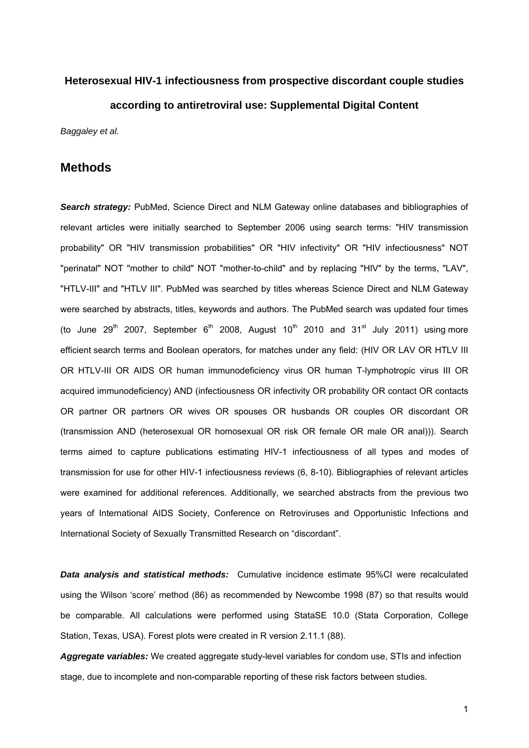# Heterosexual HIV-1 infectiousness from prospective discordant couple studies according to antiretroviral use: Supplemental Digital Content

*Baggaley et al.*

## Methods

***Search strategy:*** PubMed, Science Direct and NLM Gateway online databases and bibliographies of relevant articles were initially searched to September 2006 using search terms: "HIV transmission probability" OR "HIV transmission probabilities" OR "HIV infectivity" OR "HIV infectiousness" NOT "perinatal" NOT "mother to child" NOT "mother-to-child" and by replacing "HIV" by the terms, "LAV", "HTLV-III" and "HTLV III". PubMed was searched by titles whereas Science Direct and NLM Gateway were searched by abstracts, titles, keywords and authors. The PubMed search was updated four times (to June 29th 2007, September 6th 2008, August 10th 2010 and 31st July 2011) using more efficient search terms and Boolean operators, for matches under any field: (HIV OR LAV OR HTLV III OR HTLV-III OR AIDS OR human immunodeficiency virus OR human T-lymphotropic virus III OR acquired immunodeficiency) AND (infectiousness OR infectivity OR probability OR contact OR contacts OR partner OR partners OR wives OR spouses OR husbands OR couples OR discordant OR (transmission AND (heterosexual OR homosexual OR risk OR female OR male OR anal))). Search terms aimed to capture publications estimating HIV-1 infectiousness of all types and modes of transmission for use for other HIV-1 infectiousness reviews (6, 8-10). Bibliographies of relevant articles were examined for additional references. Additionally, we searched abstracts from the previous two years of International AIDS Society, Conference on Retroviruses and Opportunistic Infections and International Society of Sexually Transmitted Research on "discordant".

***Data analysis and statistical methods:*** Cumulative incidence estimate 95%CI were recalculated using the Wilson 'score' method (86) as recommended by Newcombe 1998 (87) so that results would be comparable. All calculations were performed using StataSE 10.0 (Stata Corporation, College Station, Texas, USA). Forest plots were created in R version 2.11.1 (88).

***Aggregate variables:*** We created aggregate study-level variables for condom use, STIs and infection stage, due to incomplete and non-comparable reporting of these risk factors between studies.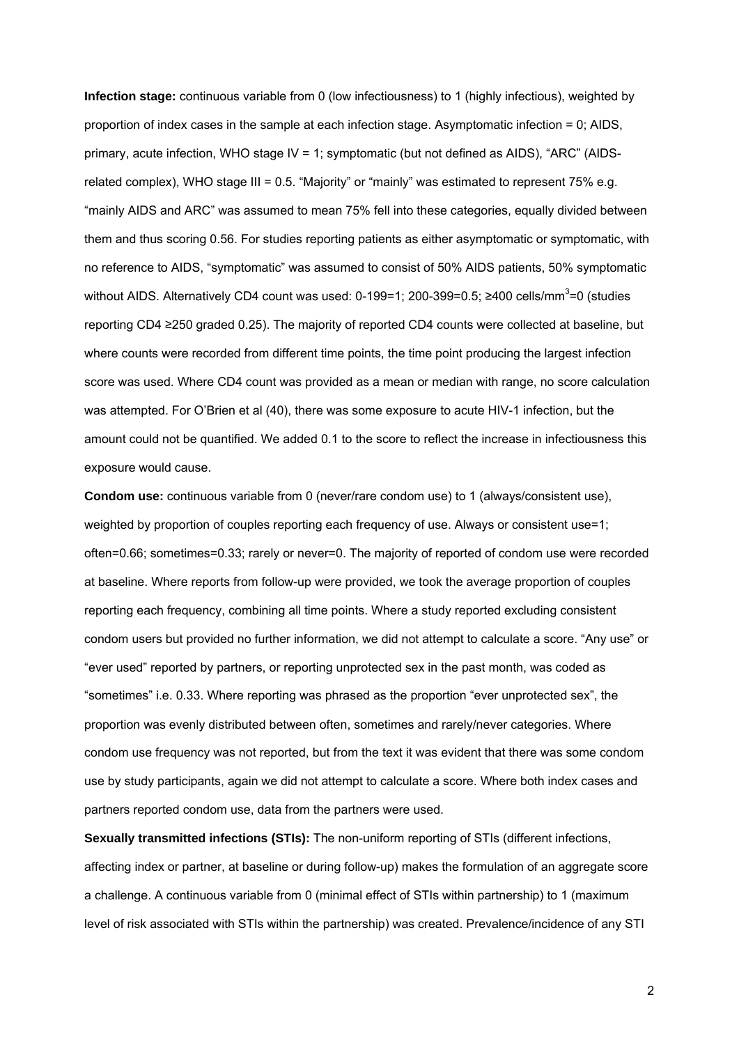**Infection stage:** continuous variable from 0 (low infectiousness) to 1 (highly infectious), weighted by proportion of index cases in the sample at each infection stage. Asymptomatic infection = 0; AIDS, primary, acute infection, WHO stage IV = 1; symptomatic (but not defined as AIDS), "ARC" (AIDS-related complex), WHO stage III = 0.5. "Majority" or "mainly" was estimated to represent 75% e.g. "mainly AIDS and ARC" was assumed to mean 75% fell into these categories, equally divided between them and thus scoring 0.56. For studies reporting patients as either asymptomatic or symptomatic, with no reference to AIDS, "symptomatic" was assumed to consist of 50% AIDS patients, 50% symptomatic without AIDS. Alternatively CD4 count was used: 0-199=1; 200-399=0.5; ≥400 cells/mm$^3$=0 (studies reporting CD4 ≥250 graded 0.25). The majority of reported CD4 counts were collected at baseline, but where counts were recorded from different time points, the time point producing the largest infection score was used. Where CD4 count was provided as a mean or median with range, no score calculation was attempted. For O'Brien et al (40), there was some exposure to acute HIV-1 infection, but the amount could not be quantified. We added 0.1 to the score to reflect the increase in infectiousness this exposure would cause.

**Condom use:** continuous variable from 0 (never/rare condom use) to 1 (always/consistent use), weighted by proportion of couples reporting each frequency of use. Always or consistent use=1; often=0.66; sometimes=0.33; rarely or never=0. The majority of reported of condom use were recorded at baseline. Where reports from follow-up were provided, we took the average proportion of couples reporting each frequency, combining all time points. Where a study reported excluding consistent condom users but provided no further information, we did not attempt to calculate a score. "Any use" or "ever used" reported by partners, or reporting unprotected sex in the past month, was coded as "sometimes" i.e. 0.33. Where reporting was phrased as the proportion "ever unprotected sex", the proportion was evenly distributed between often, sometimes and rarely/never categories. Where condom use frequency was not reported, but from the text it was evident that there was some condom use by study participants, again we did not attempt to calculate a score. Where both index cases and partners reported condom use, data from the partners were used.

**Sexually transmitted infections (STIs):** The non-uniform reporting of STIs (different infections, affecting index or partner, at baseline or during follow-up) makes the formulation of an aggregate score a challenge. A continuous variable from 0 (minimal effect of STIs within partnership) to 1 (maximum level of risk associated with STIs within the partnership) was created. Prevalence/incidence of any STI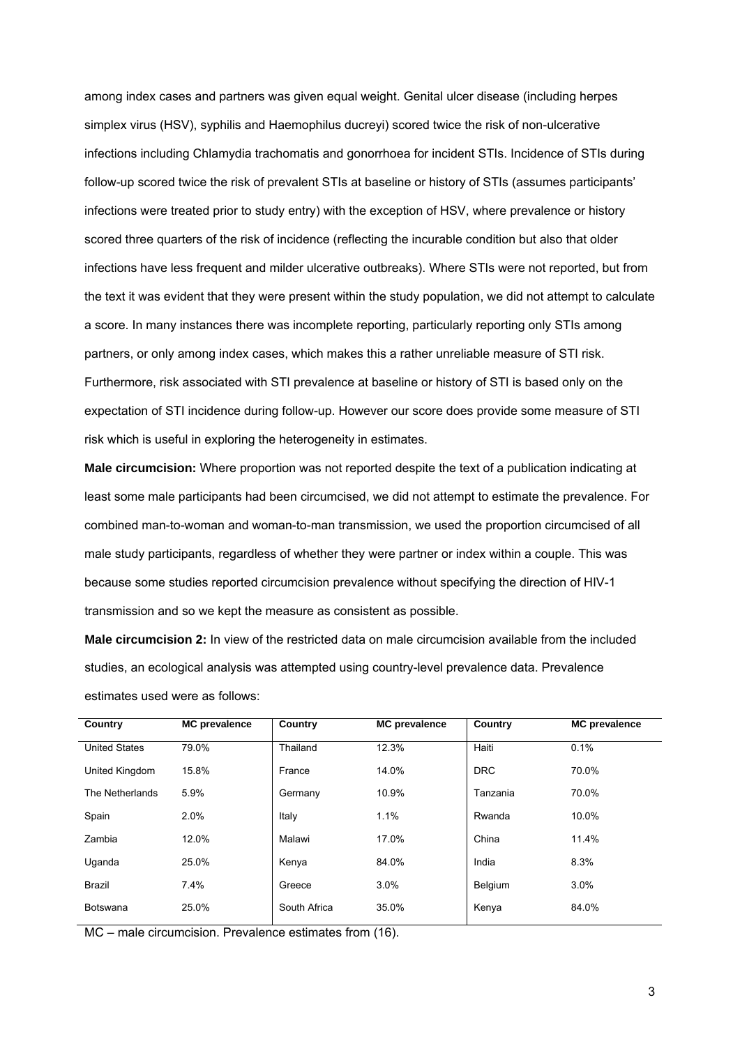among index cases and partners was given equal weight. Genital ulcer disease (including herpes simplex virus (HSV), syphilis and Haemophilus ducreyi) scored twice the risk of non-ulcerative infections including Chlamydia trachomatis and gonorrhoea for incident STIs. Incidence of STIs during follow-up scored twice the risk of prevalent STIs at baseline or history of STIs (assumes participants' infections were treated prior to study entry) with the exception of HSV, where prevalence or history scored three quarters of the risk of incidence (reflecting the incurable condition but also that older infections have less frequent and milder ulcerative outbreaks). Where STIs were not reported, but from the text it was evident that they were present within the study population, we did not attempt to calculate a score. In many instances there was incomplete reporting, particularly reporting only STIs among partners, or only among index cases, which makes this a rather unreliable measure of STI risk. Furthermore, risk associated with STI prevalence at baseline or history of STI is based only on the expectation of STI incidence during follow-up. However our score does provide some measure of STI risk which is useful in exploring the heterogeneity in estimates.

**Male circumcision:** Where proportion was not reported despite the text of a publication indicating at least some male participants had been circumcised, we did not attempt to estimate the prevalence. For combined man-to-woman and woman-to-man transmission, we used the proportion circumcised of all male study participants, regardless of whether they were partner or index within a couple. This was because some studies reported circumcision prevalence without specifying the direction of HIV-1 transmission and so we kept the measure as consistent as possible.

**Male circumcision 2:** In view of the restricted data on male circumcision available from the included studies, an ecological analysis was attempted using country-level prevalence data. Prevalence estimates used were as follows:

| Country | MC prevalence | Country | MC prevalence | Country | MC prevalence |
|---|---|---|---|---|---|
| United States | 79.0% | Thailand | 12.3% | Haiti | 0.1% |
| United Kingdom | 15.8% | France | 14.0% | DRC | 70.0% |
| The Netherlands | 5.9% | Germany | 10.9% | Tanzania | 70.0% |
| Spain | 2.0% | Italy | 1.1% | Rwanda | 10.0% |
| Zambia | 12.0% | Malawi | 17.0% | China | 11.4% |
| Uganda | 25.0% | Kenya | 84.0% | India | 8.3% |
| Brazil | 7.4% | Greece | 3.0% | Belgium | 3.0% |
| Botswana | 25.0% | South Africa | 35.0% | Kenya | 84.0% |

MC – male circumcision. Prevalence estimates from (16).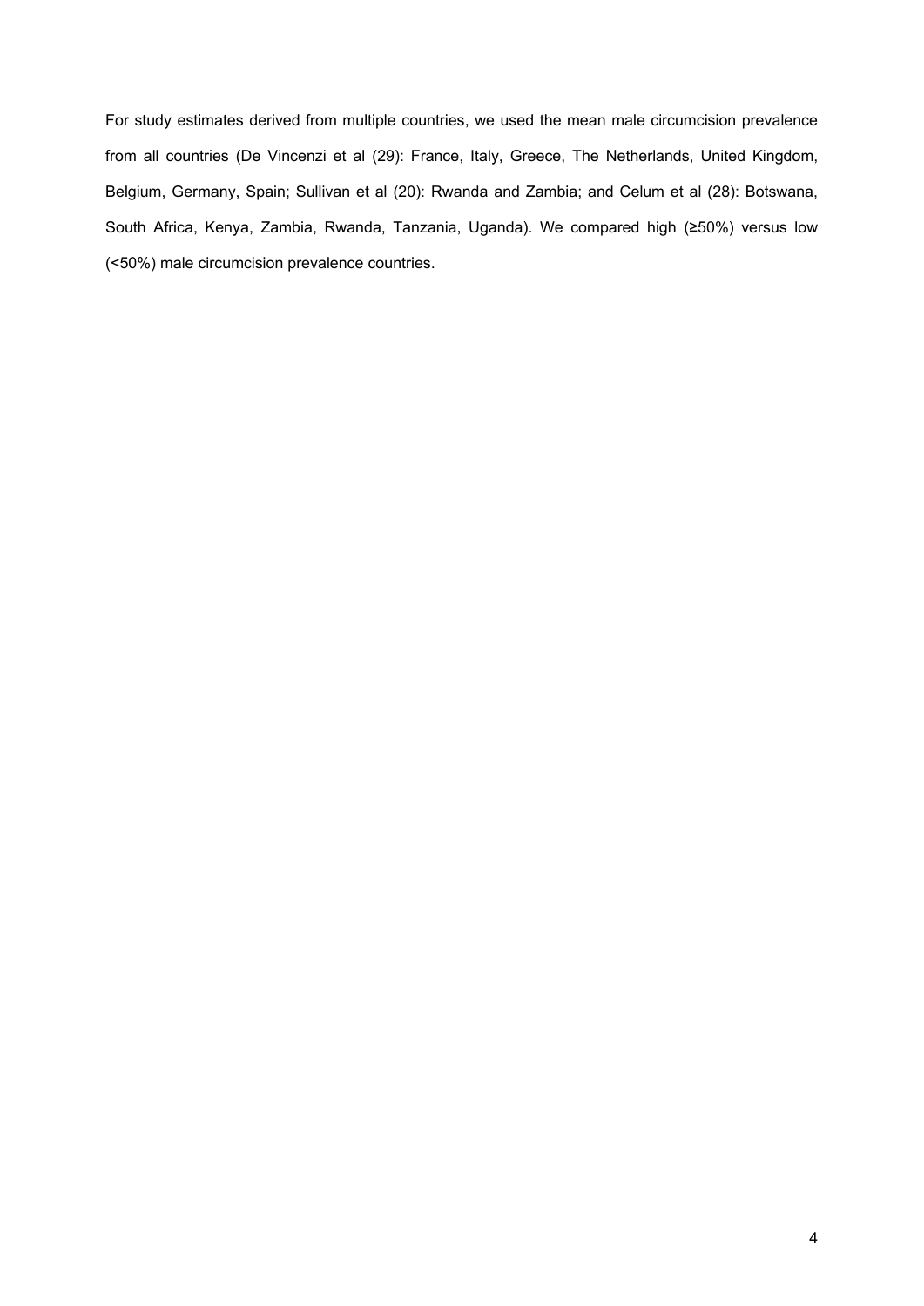For study estimates derived from multiple countries, we used the mean male circumcision prevalence from all countries (De Vincenzi et al (29): France, Italy, Greece, The Netherlands, United Kingdom, Belgium, Germany, Spain; Sullivan et al (20): Rwanda and Zambia; and Celum et al (28): Botswana, South Africa, Kenya, Zambia, Rwanda, Tanzania, Uganda). We compared high (≥50%) versus low (<50%) male circumcision prevalence countries.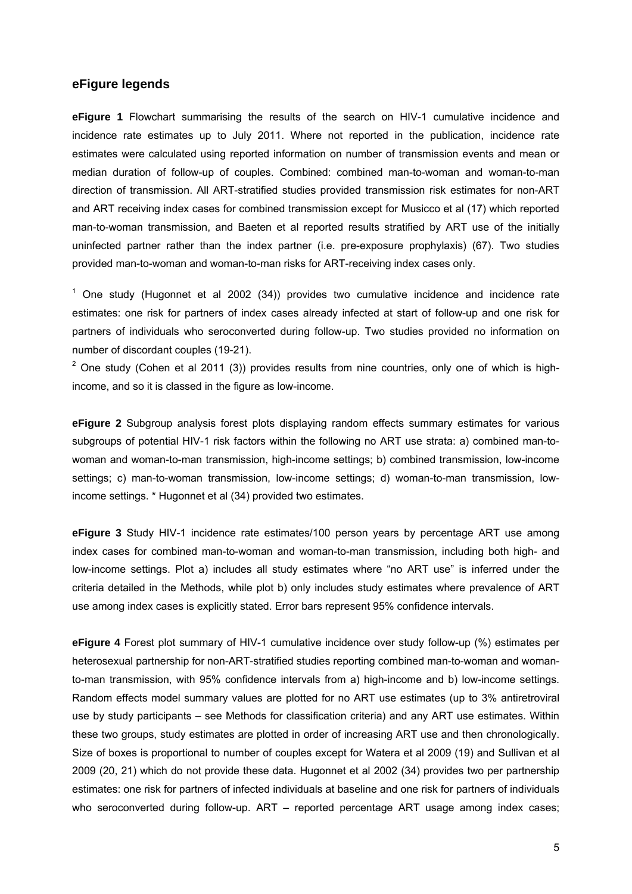## eFigure legends

**eFigure 1** Flowchart summarising the results of the search on HIV-1 cumulative incidence and incidence rate estimates up to July 2011. Where not reported in the publication, incidence rate estimates were calculated using reported information on number of transmission events and mean or median duration of follow-up of couples. Combined: combined man-to-woman and woman-to-man direction of transmission. All ART-stratified studies provided transmission risk estimates for non-ART and ART receiving index cases for combined transmission except for Musicco et al (17) which reported man-to-woman transmission, and Baeten et al reported results stratified by ART use of the initially uninfected partner rather than the index partner (i.e. pre-exposure prophylaxis) (67). Two studies provided man-to-woman and woman-to-man risks for ART-receiving index cases only.

[1] One study (Hugonnet et al 2002 (34)) provides two cumulative incidence and incidence rate estimates: one risk for partners of index cases already infected at start of follow-up and one risk for partners of individuals who seroconverted during follow-up. Two studies provided no information on number of discordant couples (19-21).

[2] One study (Cohen et al 2011 (3)) provides results from nine countries, only one of which is high-income, and so it is classed in the figure as low-income.

**eFigure 2** Subgroup analysis forest plots displaying random effects summary estimates for various subgroups of potential HIV-1 risk factors within the following no ART use strata: a) combined man-to-woman and woman-to-man transmission, high-income settings; b) combined transmission, low-income settings; c) man-to-woman transmission, low-income settings; d) woman-to-man transmission, low-income settings. * Hugonnet et al (34) provided two estimates.

**eFigure 3** Study HIV-1 incidence rate estimates/100 person years by percentage ART use among index cases for combined man-to-woman and woman-to-man transmission, including both high- and low-income settings. Plot a) includes all study estimates where "no ART use" is inferred under the criteria detailed in the Methods, while plot b) only includes study estimates where prevalence of ART use among index cases is explicitly stated. Error bars represent 95% confidence intervals.

**eFigure 4** Forest plot summary of HIV-1 cumulative incidence over study follow-up (%) estimates per heterosexual partnership for non-ART-stratified studies reporting combined man-to-woman and woman-to-man transmission, with 95% confidence intervals from a) high-income and b) low-income settings. Random effects model summary values are plotted for no ART use estimates (up to 3% antiretroviral use by study participants – see Methods for classification criteria) and any ART use estimates. Within these two groups, study estimates are plotted in order of increasing ART use and then chronologically. Size of boxes is proportional to number of couples except for Watera et al 2009 (19) and Sullivan et al 2009 (20, 21) which do not provide these data. Hugonnet et al 2002 (34) provides two per partnership estimates: one risk for partners of infected individuals at baseline and one risk for partners of individuals who seroconverted during follow-up. ART – reported percentage ART usage among index cases;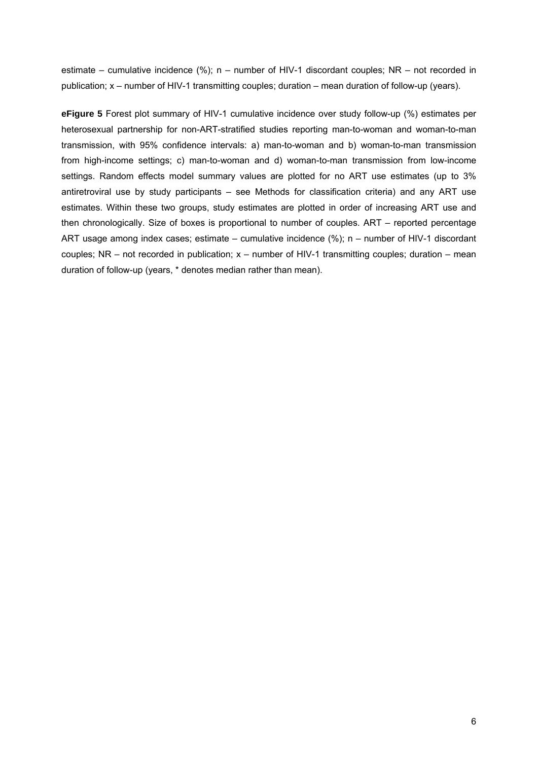estimate – cumulative incidence (%); n – number of HIV-1 discordant couples; NR – not recorded in publication; x – number of HIV-1 transmitting couples; duration – mean duration of follow-up (years).

**eFigure 5** Forest plot summary of HIV-1 cumulative incidence over study follow-up (%) estimates per heterosexual partnership for non-ART-stratified studies reporting man-to-woman and woman-to-man transmission, with 95% confidence intervals: a) man-to-woman and b) woman-to-man transmission from high-income settings; c) man-to-woman and d) woman-to-man transmission from low-income settings. Random effects model summary values are plotted for no ART use estimates (up to 3% antiretroviral use by study participants – see Methods for classification criteria) and any ART use estimates. Within these two groups, study estimates are plotted in order of increasing ART use and then chronologically. Size of boxes is proportional to number of couples. ART – reported percentage ART usage among index cases; estimate – cumulative incidence (%); n – number of HIV-1 discordant couples; NR – not recorded in publication; x – number of HIV-1 transmitting couples; duration – mean duration of follow-up (years, * denotes median rather than mean).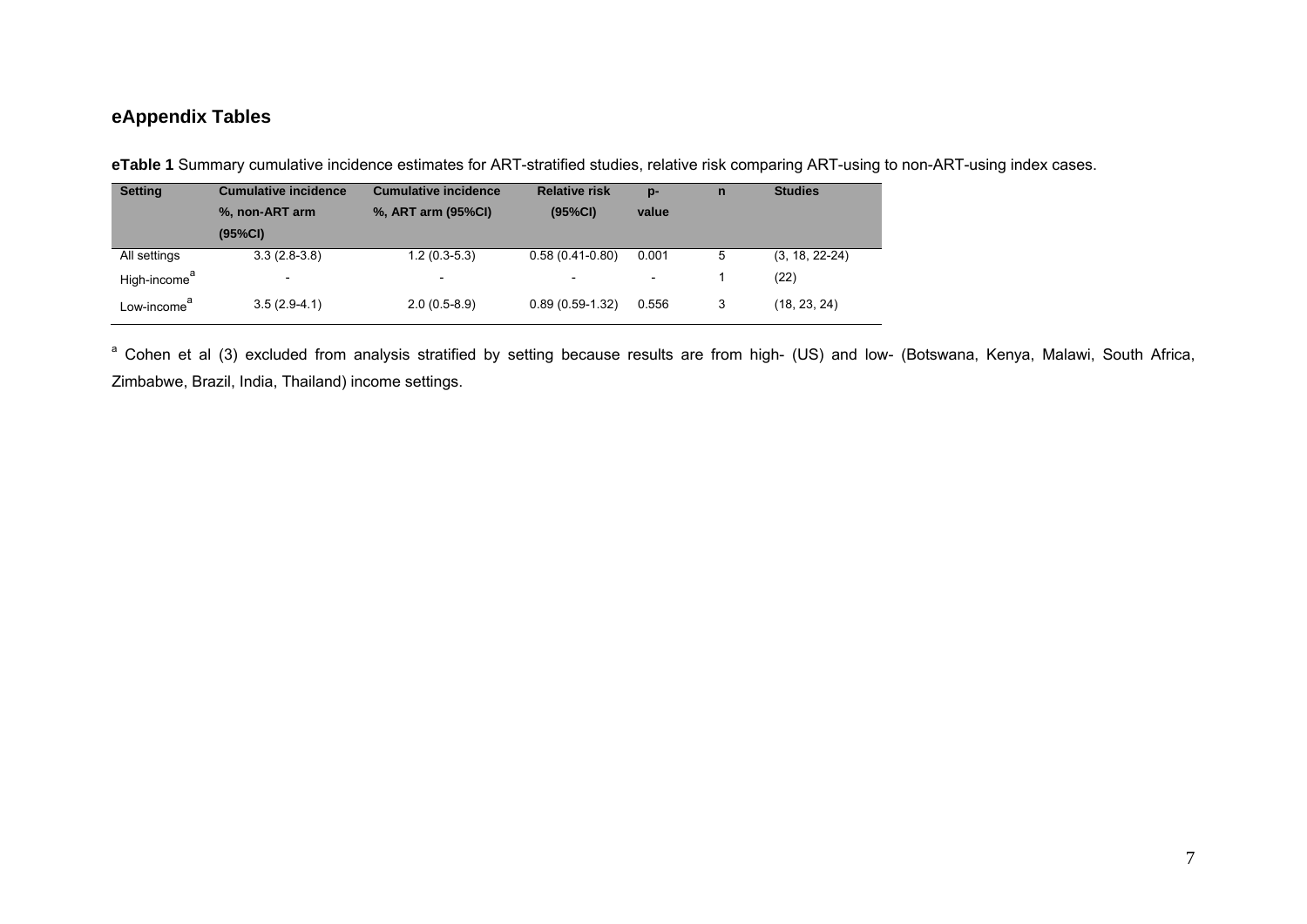## eAppendix Tables

**eTable 1** Summary cumulative incidence estimates for ART-stratified studies, relative risk comparing ART-using to non-ART-using index cases.

| Setting | Cumulative incidence %, non-ART arm (95%CI) | Cumulative incidence %, ART arm (95%CI) | Relative risk (95%CI) | p-value | n | Studies |
|---|---|---|---|---|---|---|
| All settings | 3.3 (2.8-3.8) | 1.2 (0.3-5.3) | 0.58 (0.41-0.80) | 0.001 | 5 | (3, 18, 22-24) |
| High-income[a] | - | - | - | - | 1 | (22) |
| Low-income[a] | 3.5 (2.9-4.1) | 2.0 (0.5-8.9) | 0.89 (0.59-1.32) | 0.556 | 3 | (18, 23, 24) |

[a] Cohen et al (3) excluded from analysis stratified by setting because results are from high- (US) and low- (Botswana, Kenya, Malawi, South Africa, Zimbabwe, Brazil, India, Thailand) income settings.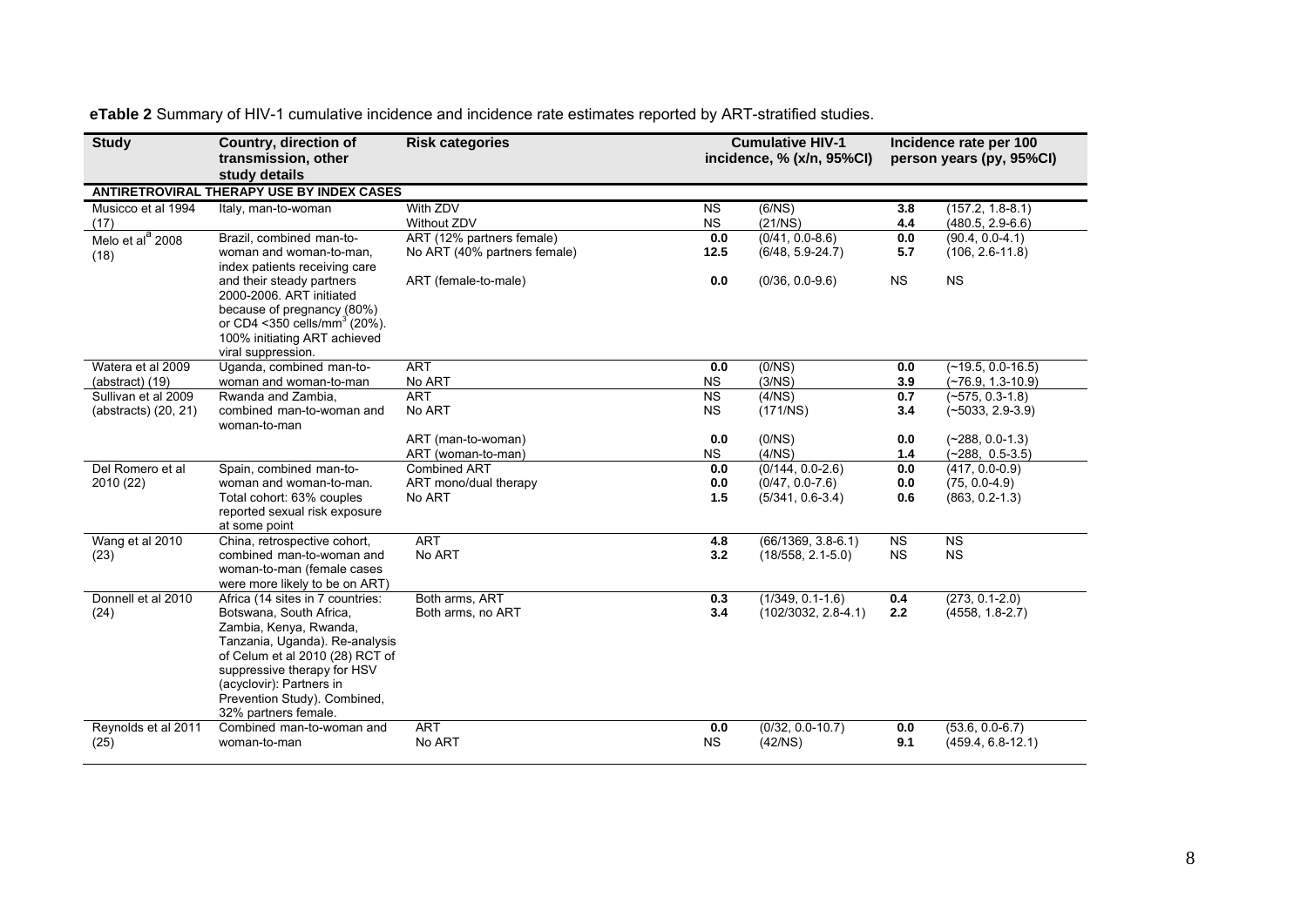**eTable 2** Summary of HIV-1 cumulative incidence and incidence rate estimates reported by ART-stratified studies.

| Study | Country, direction of transmission, other study details | Risk categories | Cumulative HIV-1 incidence, % (x/n, 95%CI) | | Incidence rate per 100 person years (py, 95%CI) | |
|---|---|---|---|---|---|---|
| **ANTIRETROVIRAL THERAPY USE BY INDEX CASES** | | | | | | |
| Musicco et al 1994 (17) | Italy, man-to-woman | With ZDV | NS | (6/NS) | **3.8** | (157.2, 1.8-8.1) |
| | | Without ZDV | NS | (21/NS) | **4.4** | (480.5, 2.9-6.6) |
| Melo et al[a] 2008 (18) | Brazil, combined man-to-woman and woman-to-man, index patients receiving care and their steady partners 2000-2006. ART initiated because of pregnancy (80%) or CD4 <350 cells/mm$^3$ (20%). 100% initiating ART achieved viral suppression. | ART (12% partners female) | **0.0** | (0/41, 0.0-8.6) | **0.0** | (90.4, 0.0-4.1) |
| | | No ART (40% partners female) | **12.5** | (6/48, 5.9-24.7) | **5.7** | (106, 2.6-11.8) |
| | | ART (female-to-male) | **0.0** | (0/36, 0.0-9.6) | NS | NS |
| Watera et al 2009 (abstract) (19) | Uganda, combined man-to-woman and woman-to-man | ART | **0.0** | (0/NS) | **0.0** | (~19.5, 0.0-16.5) |
| | | No ART | NS | (3/NS) | **3.9** | (~76.9, 1.3-10.9) |
| Sullivan et al 2009 (abstracts) (20, 21) | Rwanda and Zambia, combined man-to-woman and woman-to-man | ART | NS | (4/NS) | **0.7** | (~575, 0.3-1.8) |
| | | No ART | NS | (171/NS) | **3.4** | (~5033, 2.9-3.9) |
| | | ART (man-to-woman) | **0.0** | (0/NS) | **0.0** | (~288, 0.0-1.3) |
| | | ART (woman-to-man) | NS | (4/NS) | **1.4** | (~288, 0.5-3.5) |
| Del Romero et al 2010 (22) | Spain, combined man-to-woman and woman-to-man. Total cohort: 63% couples reported sexual risk exposure at some point | Combined ART | **0.0** | (0/144, 0.0-2.6) | **0.0** | (417, 0.0-0.9) |
| | | ART mono/dual therapy | **0.0** | (0/47, 0.0-7.6) | **0.0** | (75, 0.0-4.9) |
| | | No ART | **1.5** | (5/341, 0.6-3.4) | **0.6** | (863, 0.2-1.3) |
| Wang et al 2010 (23) | China, retrospective cohort, combined man-to-woman and woman-to-man (female cases were more likely to be on ART) | ART | **4.8** | (66/1369, 3.8-6.1) | NS | NS |
| | | No ART | **3.2** | (18/558, 2.1-5.0) | NS | NS |
| Donnell et al 2010 (24) | Africa (14 sites in 7 countries: Botswana, South Africa, Zambia, Kenya, Rwanda, Tanzania, Uganda). Re-analysis of Celum et al 2010 (28) RCT of suppressive therapy for HSV (acyclovir): Partners in Prevention Study). Combined, 32% partners female. | Both arms, ART | **0.3** | (1/349, 0.1-1.6) | **0.4** | (273, 0.1-2.0) |
| | | Both arms, no ART | **3.4** | (102/3032, 2.8-4.1) | **2.2** | (4558, 1.8-2.7) |
| Reynolds et al 2011 (25) | Combined man-to-woman and woman-to-man | ART | **0.0** | (0/32, 0.0-10.7) | **0.0** | (53.6, 0.0-6.7) |
| | | No ART | NS | (42/NS) | **9.1** | (459.4, 6.8-12.1) |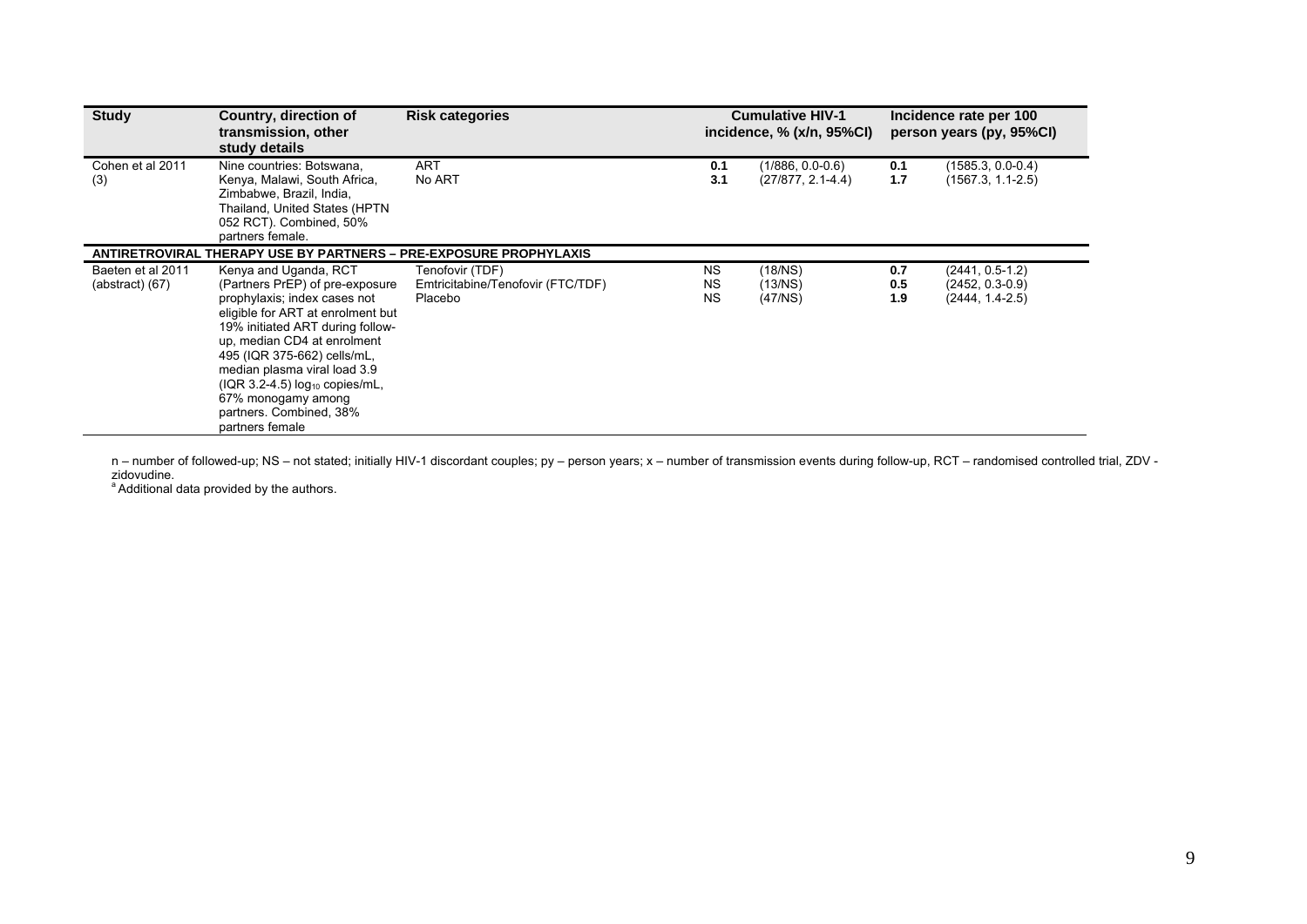| Study | Country, direction of transmission, other study details | Risk categories | Cumulative HIV-1 incidence, % (x/n, 95%CI) | | Incidence rate per 100 person years (py, 95%CI) | |
|---|---|---|---|---|---|---|
| Cohen et al 2011 (3) | Nine countries: Botswana, Kenya, Malawi, South Africa, Zimbabwe, Brazil, India, Thailand, United States (HPTN 052 RCT). Combined, 50% partners female. | ART | **0.1** | (1/886, 0.0-0.6) | **0.1** | (1585.3, 0.0-0.4) |
| | | No ART | **3.1** | (27/877, 2.1-4.4) | **1.7** | (1567.3, 1.1-2.5) |
| **ANTIRETROVIRAL THERAPY USE BY PARTNERS – PRE-EXPOSURE PROPHYLAXIS** | | | | | | |
| Baeten et al 2011 (abstract) (67) | Kenya and Uganda, RCT (Partners PrEP) of pre-exposure prophylaxis; index cases not eligible for ART at enrolment but 19% initiated ART during follow-up, median CD4 at enrolment 495 (IQR 375-662) cells/mL, median plasma viral load 3.9 (IQR 3.2-4.5) $log_{10}$ copies/mL, 67% monogamy among partners. Combined, 38% partners female | Tenofovir (TDF) | NS | (18/NS) | **0.7** | (2441, 0.5-1.2) |
| | | Emtricitabine/Tenofovir (FTC/TDF) | NS | (13/NS) | **0.5** | (2452, 0.3-0.9) |
| | | Placebo | NS | (47/NS) | **1.9** | (2444, 1.4-2.5) |

n – number of followed-up; NS – not stated; initially HIV-1 discordant couples; py – person years; x – number of transmission events during follow-up, RCT – randomised controlled trial, ZDV - zidovudine.

[a] Additional data provided by the authors.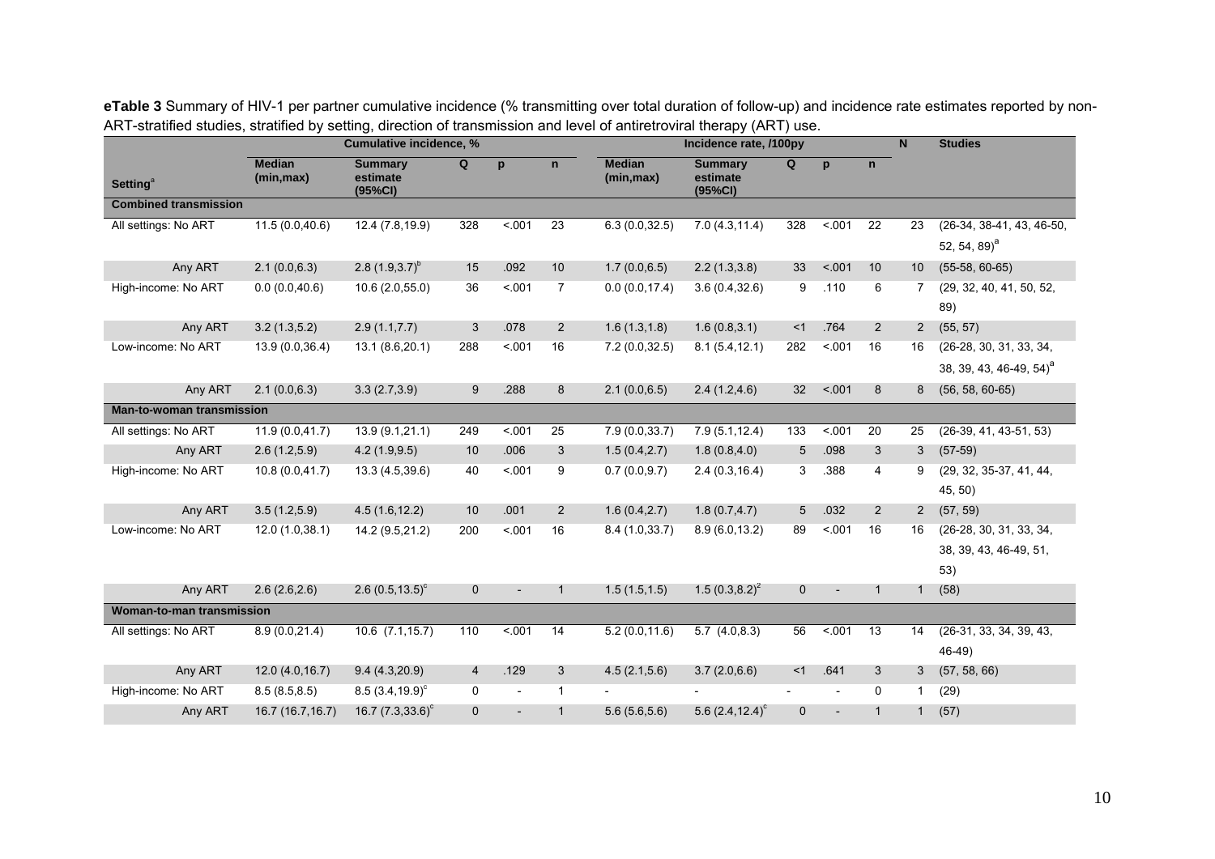**eTable 3** Summary of HIV-1 per partner cumulative incidence (% transmitting over total duration of follow-up) and incidence rate estimates reported by non-ART-stratified studies, stratified by setting, direction of transmission and level of antiretroviral therapy (ART) use.

| Setting[a] | Cumulative incidence, % Median (min,max) | Summary estimate (95%CI) | Q | p | n | Incidence rate, /100py Median (min,max) | Summary estimate (95%CI) | Q | p | n | N | Studies |
|---|---|---|---|---|---|---|---|---|---|---|---|---|
| **Combined transmission** | | | | | | | | | | | | |
| All settings: No ART | 11.5 (0.0,40.6) | 12.4 (7.8,19.9) | 328 | <.001 | 23 | 6.3 (0.0,32.5) | 7.0 (4.3,11.4) | 328 | <.001 | 22 | 23 | (26-34, 38-41, 43, 46-50, 52, 54, 89)[a] |
| Any ART | 2.1 (0.0,6.3) | 2.8 (1.9,3.7)[b] | 15 | .092 | 10 | 1.7 (0.0,6.5) | 2.2 (1.3,3.8) | 33 | <.001 | 10 | 10 | (55-58, 60-65) |
| High-income: No ART | 0.0 (0.0,40.6) | 10.6 (2.0,55.0) | 36 | <.001 | 7 | 0.0 (0.0,17.4) | 3.6 (0.4,32.6) | 9 | .110 | 6 | 7 | (29, 32, 40, 41, 50, 52, 89) |
| Any ART | 3.2 (1.3,5.2) | 2.9 (1.1,7.7) | 3 | .078 | 2 | 1.6 (1.3,1.8) | 1.6 (0.8,3.1) | <1 | .764 | 2 | 2 | (55, 57) |
| Low-income: No ART | 13.9 (0.0,36.4) | 13.1 (8.6,20.1) | 288 | <.001 | 16 | 7.2 (0.0,32.5) | 8.1 (5.4,12.1) | 282 | <.001 | 16 | 16 | (26-28, 30, 31, 33, 34, 38, 39, 43, 46-49, 54)[a] |
| Any ART | 2.1 (0.0,6.3) | 3.3 (2.7,3.9) | 9 | .288 | 8 | 2.1 (0.0,6.5) | 2.4 (1.2,4.6) | 32 | <.001 | 8 | 8 | (56, 58, 60-65) |
| **Man-to-woman transmission** | | | | | | | | | | | | |
| All settings: No ART | 11.9 (0.0,41.7) | 13.9 (9.1,21.1) | 249 | <.001 | 25 | 7.9 (0.0,33.7) | 7.9 (5.1,12.4) | 133 | <.001 | 20 | 25 | (26-39, 41, 43-51, 53) |
| Any ART | 2.6 (1.2,5.9) | 4.2 (1.9,9.5) | 10 | .006 | 3 | 1.5 (0.4,2.7) | 1.8 (0.8,4.0) | 5 | .098 | 3 | 3 | (57-59) |
| High-income: No ART | 10.8 (0.0,41.7) | 13.3 (4.5,39.6) | 40 | <.001 | 9 | 0.7 (0.0,9.7) | 2.4 (0.3,16.4) | 3 | .388 | 4 | 9 | (29, 32, 35-37, 41, 44, 45, 50) |
| Any ART | 3.5 (1.2,5.9) | 4.5 (1.6,12.2) | 10 | .001 | 2 | 1.6 (0.4,2.7) | 1.8 (0.7,4.7) | 5 | .032 | 2 | 2 | (57, 59) |
| Low-income: No ART | 12.0 (1.0,38.1) | 14.2 (9.5,21.2) | 200 | <.001 | 16 | 8.4 (1.0,33.7) | 8.9 (6.0,13.2) | 89 | <.001 | 16 | 16 | (26-28, 30, 31, 33, 34, 38, 39, 43, 46-49, 51, 53) |
| Any ART | 2.6 (2.6,2.6) | 2.6 (0.5,13.5)[c] | 0 | - | 1 | 1.5 (1.5,1.5) | 1.5 (0.3,8.2)[z] | 0 | - | 1 | 1 | (58) |
| **Woman-to-man transmission** | | | | | | | | | | | | |
| All settings: No ART | 8.9 (0.0,21.4) | 10.6 (7.1,15.7) | 110 | <.001 | 14 | 5.2 (0.0,11.6) | 5.7 (4.0,8.3) | 56 | <.001 | 13 | 14 | (26-31, 33, 34, 39, 43, 46-49) |
| Any ART | 12.0 (4.0,16.7) | 9.4 (4.3,20.9) | 4 | .129 | 3 | 4.5 (2.1,5.6) | 3.7 (2.0,6.6) | <1 | .641 | 3 | 3 | (57, 58, 66) |
| High-income: No ART | 8.5 (8.5,8.5) | 8.5 (3.4,19.9)[c] | 0 | - | 1 | - | - | - | - | 0 | 1 | (29) |
| Any ART | 16.7 (16.7,16.7) | 16.7 (7.3,33.6)[c] | 0 | - | 1 | 5.6 (5.6,5.6) | 5.6 (2.4,12.4)[c] | 0 | - | 1 | 1 | (57) |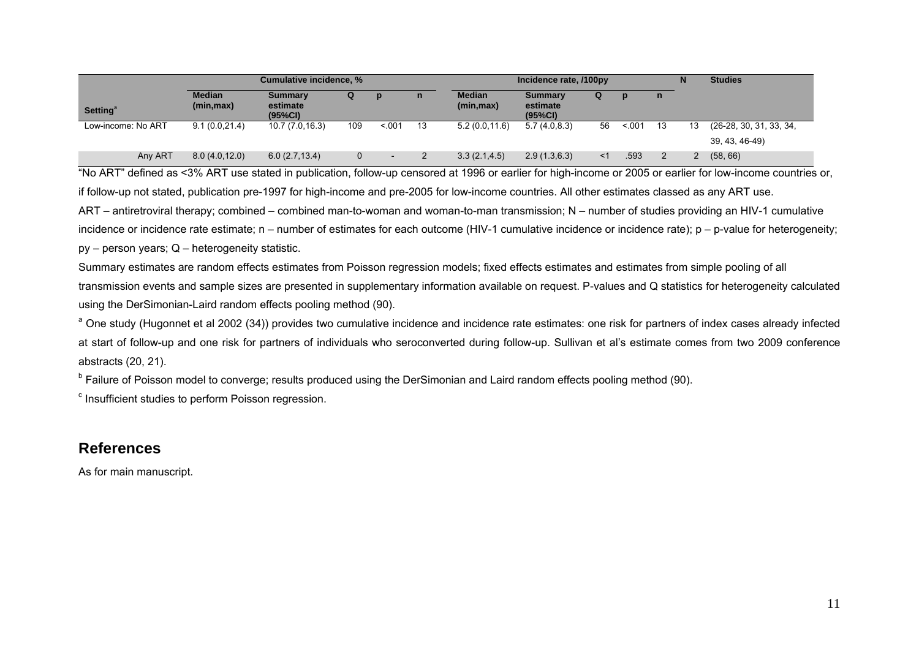| Setting[a] | Cumulative incidence, % | | | | | Incidence rate, /100py | | | | | N | Studies |
|---|---|---|---|---|---|---|---|---|---|---|---|---|
| | Median (min,max) | Summary estimate (95%CI) | Q | p | n | Median (min,max) | Summary estimate (95%CI) | Q | p | n | | |
| Low-income: No ART | 9.1 (0.0,21.4) | 10.7 (7.0,16.3) | 109 | <.001 | 13 | 5.2 (0.0,11.6) | 5.7 (4.0,8.3) | 56 | <.001 | 13 | 13 | (26-28, 30, 31, 33, 34, 39, 43, 46-49) |
| Any ART | 8.0 (4.0,12.0) | 6.0 (2.7,13.4) | 0 | - | 2 | 3.3 (2.1,4.5) | 2.9 (1.3,6.3) | <1 | .593 | 2 | 2 | (58, 66) |

"No ART" defined as <3% ART use stated in publication, follow-up censored at 1996 or earlier for high-income or 2005 or earlier for low-income countries or, if follow-up not stated, publication pre-1997 for high-income and pre-2005 for low-income countries. All other estimates classed as any ART use.

ART – antiretroviral therapy; combined – combined man-to-woman and woman-to-man transmission; N – number of studies providing an HIV-1 cumulative incidence or incidence rate estimate; n – number of estimates for each outcome (HIV-1 cumulative incidence or incidence rate); p – p-value for heterogeneity; py – person years; Q – heterogeneity statistic.

Summary estimates are random effects estimates from Poisson regression models; fixed effects estimates and estimates from simple pooling of all transmission events and sample sizes are presented in supplementary information available on request. P-values and Q statistics for heterogeneity calculated using the DerSimonian-Laird random effects pooling method (90).

[a] One study (Hugonnet et al 2002 (34)) provides two cumulative incidence and incidence rate estimates: one risk for partners of index cases already infected at start of follow-up and one risk for partners of individuals who seroconverted during follow-up. Sullivan et al's estimate comes from two 2009 conference abstracts (20, 21).

[b] Failure of Poisson model to converge; results produced using the DerSimonian and Laird random effects pooling method (90).

[c] Insufficient studies to perform Poisson regression.

## References

As for main manuscript.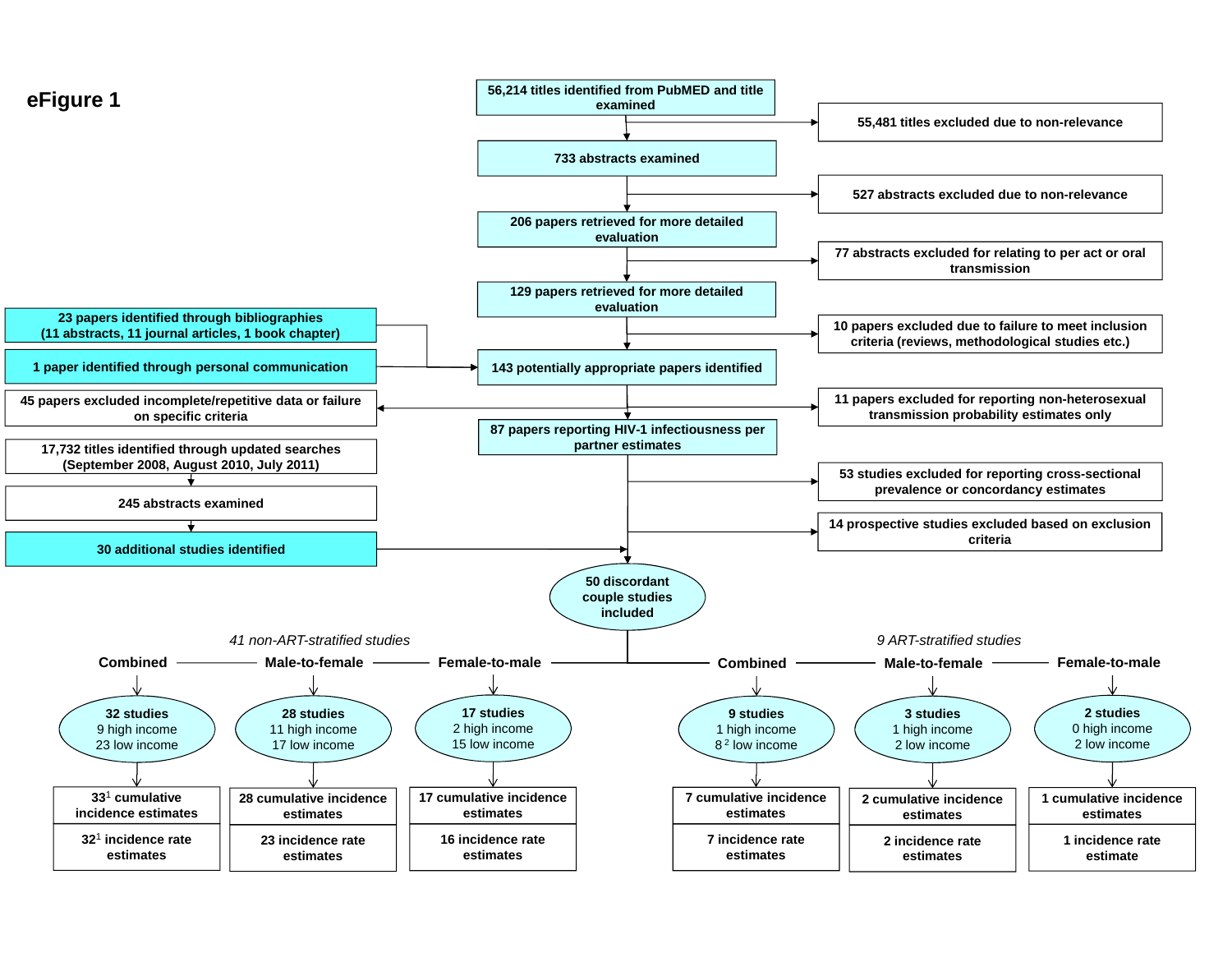# eFigure 1

56,214 titles identified from PubMED and title examined

→ 55,481 titles excluded due to non-relevance

733 abstracts examined

→ 527 abstracts excluded due to non-relevance

206 papers retrieved for more detailed evaluation

→ 77 abstracts excluded for relating to per act or oral transmission

129 papers retrieved for more detailed evaluation

→ 10 papers excluded due to failure to meet inclusion criteria (reviews, methodological studies etc.)

23 papers identified through bibliographies (11 abstracts, 11 journal articles, 1 book chapter)

1 paper identified through personal communication

143 potentially appropriate papers identified

→ 45 papers excluded incomplete/repetitive data or failure on specific criteria

→ 11 papers excluded for reporting non-heterosexual transmission probability estimates only

87 papers reporting HIV-1 infectiousness per partner estimates

→ 53 studies excluded for reporting cross-sectional prevalence or concordancy estimates

→ 14 prospective studies excluded based on exclusion criteria

17,732 titles identified through updated searches (September 2008, August 2010, July 2011)

245 abstracts examined

30 additional studies identified

50 discordant couple studies included

*41 non-ART-stratified studies*

| | Combined | Male-to-female | Female-to-male |
|---|---|---|---|
| Studies | 32 studies: 9 high income, 23 low income | 28 studies: 11 high income, 17 low income | 17 studies: 2 high income, 15 low income |
| Cumulative incidence estimates | 33[1] cumulative incidence estimates | 28 cumulative incidence estimates | 17 cumulative incidence estimates |
| Incidence rate estimates | 32[1] incidence rate estimates | 23 incidence rate estimates | 16 incidence rate estimates |

*9 ART-stratified studies*

| | Combined | Male-to-female | Female-to-male |
|---|---|---|---|
| Studies | 9 studies: 1 high income, 8[2] low income | 3 studies: 1 high income, 2 low income | 2 studies: 0 high income, 2 low income |
| Cumulative incidence estimates | 7 cumulative incidence estimates | 2 cumulative incidence estimates | 1 cumulative incidence estimates |
| Incidence rate estimates | 7 incidence rate estimates | 2 incidence rate estimates | 1 incidence rate estimate |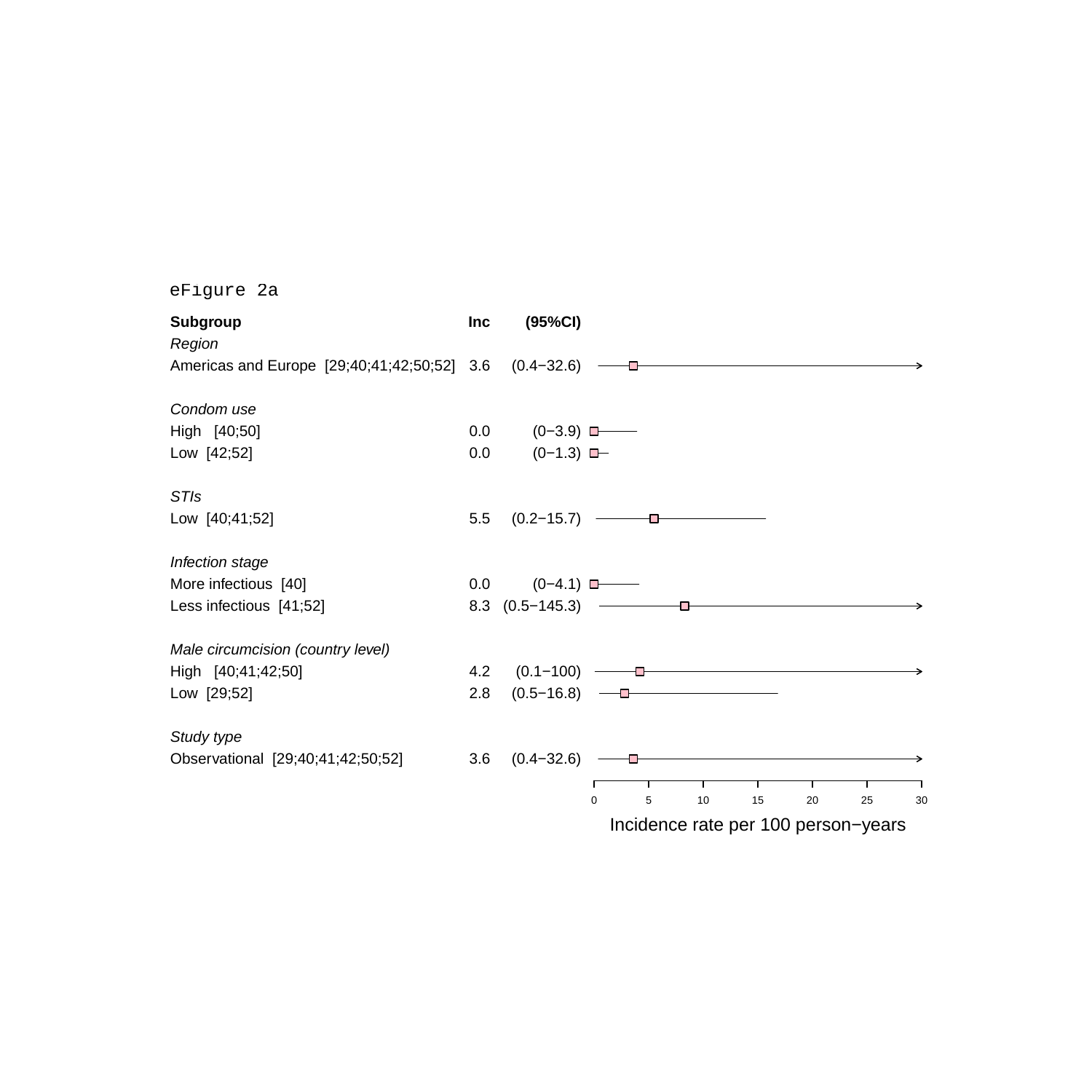eFigure 2a

| Subgroup | Inc | (95%CI) |
|---|---|---|
| *Region* | | |
| Americas and Europe  [29;40;41;42;50;52] | 3.6 | (0.4−32.6) |
| *Condom use* | | |
| High   [40;50] | 0.0 | (0−3.9) |
| Low  [42;52] | 0.0 | (0−1.3) |
| *STIs* | | |
| Low  [40;41;52] | 5.5 | (0.2−15.7) |
| *Infection stage* | | |
| More infectious  [40] | 0.0 | (0−4.1) |
| Less infectious  [41;52] | 8.3 | (0.5−145.3) |
| *Male circumcision (country level)* | | |
| High   [40;41;42;50] | 4.2 | (0.1−100) |
| Low  [29;52] | 2.8 | (0.5−16.8) |
| *Study type* | | |
| Observational  [29;40;41;42;50;52] | 3.6 | (0.4−32.6) |

Incidence rate per 100 person−years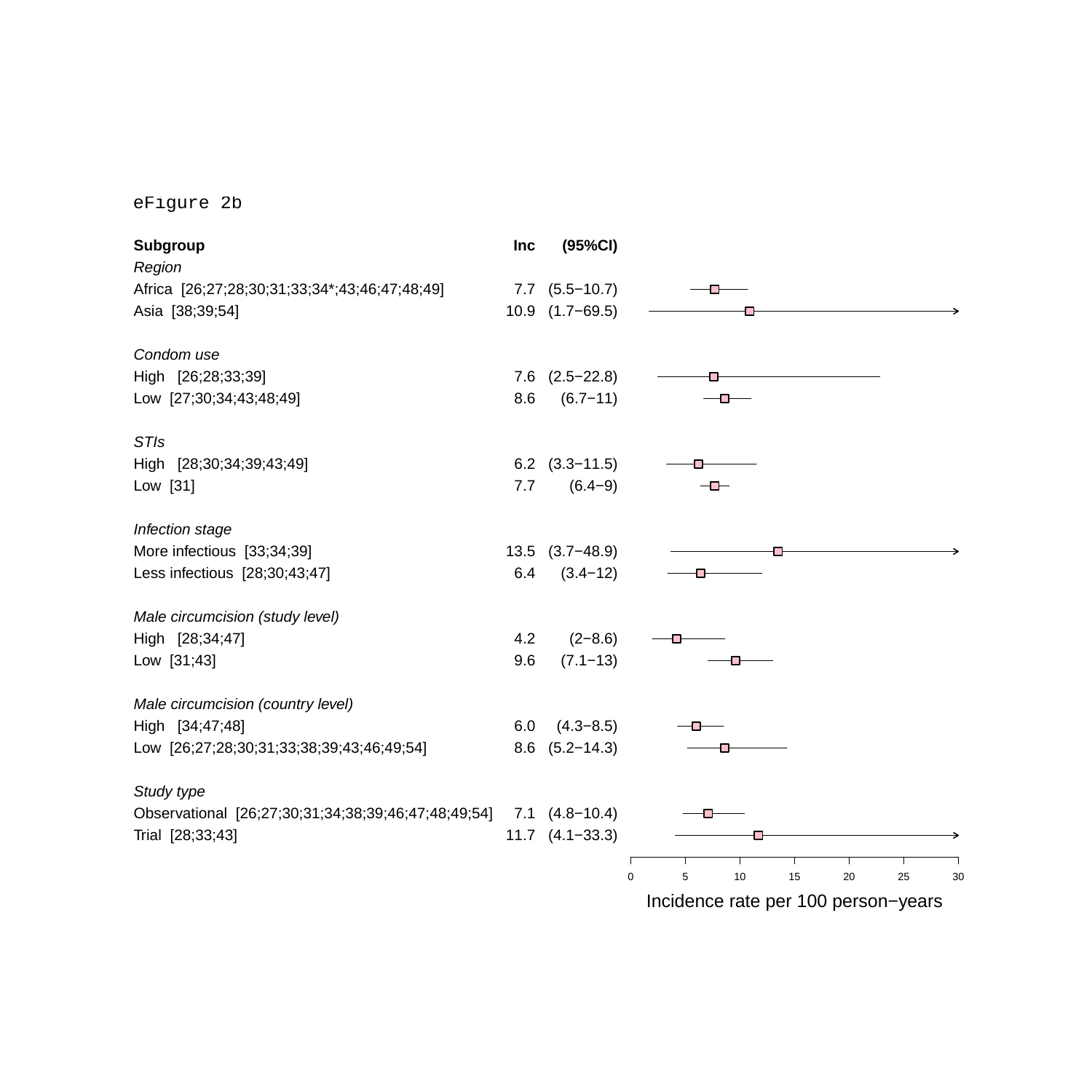eFigure 2b

| Subgroup | Inc | (95%CI) |
|---|---|---|
| *Region* | | |
| Africa [26;27;28;30;31;33;34*;43;46;47;48;49] | 7.7 | (5.5−10.7) |
| Asia [38;39;54] | 10.9 | (1.7−69.5) |
| *Condom use* | | |
| High [26;28;33;39] | 7.6 | (2.5−22.8) |
| Low [27;30;34;43;48;49] | 8.6 | (6.7−11) |
| *STIs* | | |
| High [28;30;34;39;43;49] | 6.2 | (3.3−11.5) |
| Low [31] | 7.7 | (6.4−9) |
| *Infection stage* | | |
| More infectious [33;34;39] | 13.5 | (3.7−48.9) |
| Less infectious [28;30;43;47] | 6.4 | (3.4−12) |
| *Male circumcision (study level)* | | |
| High [28;34;47] | 4.2 | (2−8.6) |
| Low [31;43] | 9.6 | (7.1−13) |
| *Male circumcision (country level)* | | |
| High [34;47;48] | 6.0 | (4.3−8.5) |
| Low [26;27;28;30;31;33;38;39;43;46;49;54] | 8.6 | (5.2−14.3) |
| *Study type* | | |
| Observational [26;27;30;31;34;38;39;46;47;48;49;54] | 7.1 | (4.8−10.4) |
| Trial [28;33;43] | 11.7 | (4.1−33.3) |

Incidence rate per 100 person−years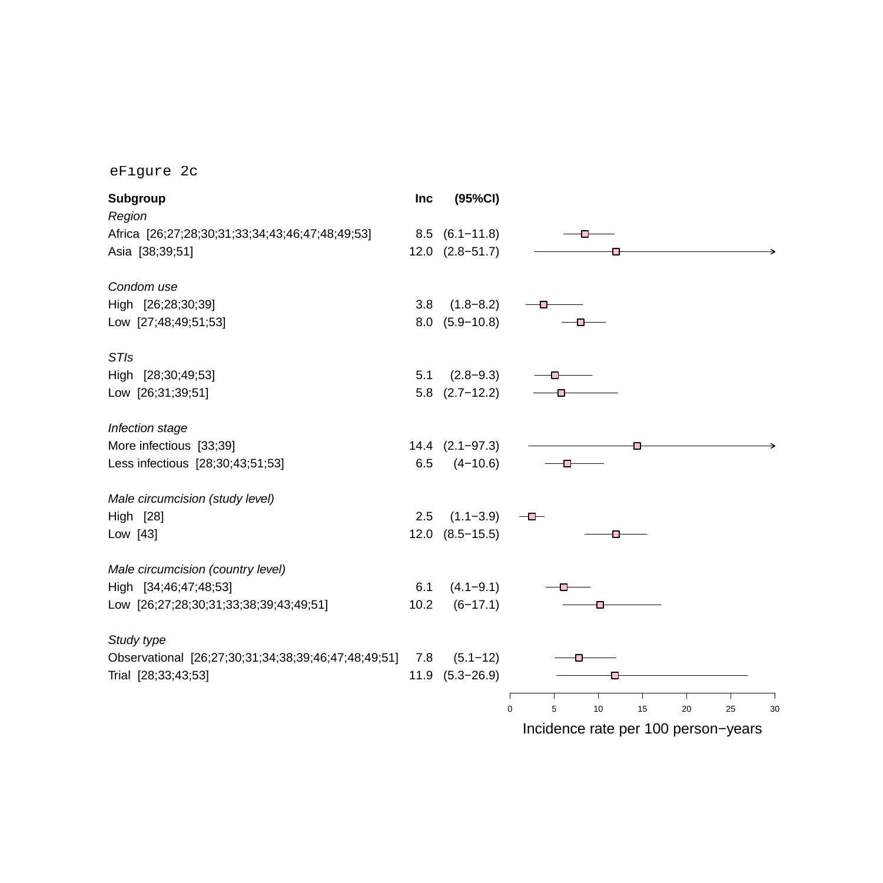eFigure 2c

| Subgroup | Inc | (95%CI) |
|---|---|---|
| *Region* | | |
| Africa [26;27;28;30;31;33;34;43;46;47;48;49;53] | 8.5 | (6.1−11.8) |
| Asia [38;39;51] | 12.0 | (2.8−51.7) |
| *Condom use* | | |
| High [26;28;30;39] | 3.8 | (1.8−8.2) |
| Low [27;48;49;51;53] | 8.0 | (5.9−10.8) |
| *STIs* | | |
| High [28;30;49;53] | 5.1 | (2.8−9.3) |
| Low [26;31;39;51] | 5.8 | (2.7−12.2) |
| *Infection stage* | | |
| More infectious [33;39] | 14.4 | (2.1−97.3) |
| Less infectious [28;30;43;51;53] | 6.5 | (4−10.6) |
| *Male circumcision (study level)* | | |
| High [28] | 2.5 | (1.1−3.9) |
| Low [43] | 12.0 | (8.5−15.5) |
| *Male circumcision (country level)* | | |
| High [34;46;47;48;53] | 6.1 | (4.1−9.1) |
| Low [26;27;28;30;31;33;38;39;43;49;51] | 10.2 | (6−17.1) |
| *Study type* | | |
| Observational [26;27;30;31;34;38;39;46;47;48;49;51] | 7.8 | (5.1−12) |
| Trial [28;33;43;53] | 11.9 | (5.3−26.9) |

Incidence rate per 100 person−years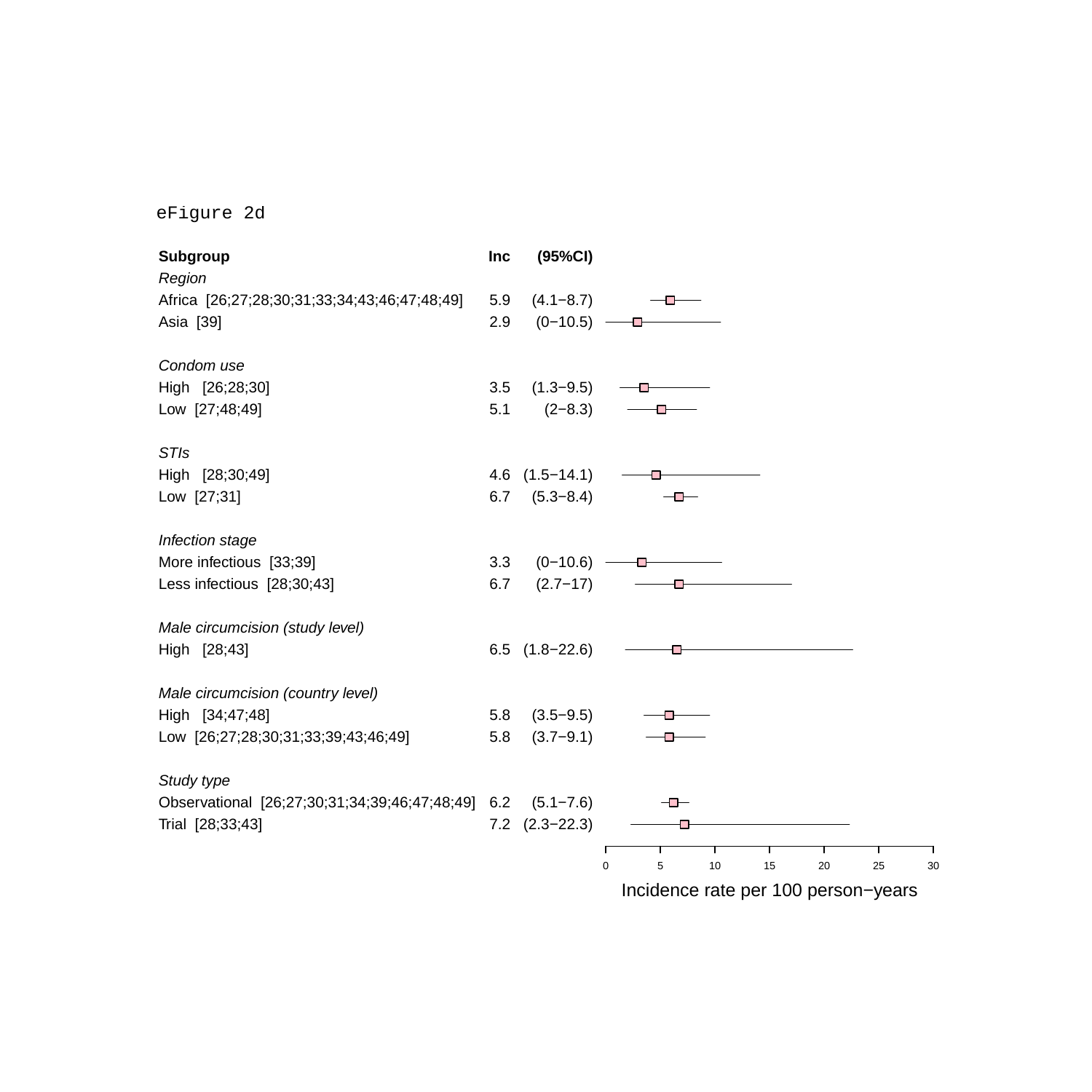eFigure 2d

| Subgroup | Inc | (95%CI) |
|---|---|---|
| *Region* | | |
| Africa [26;27;28;30;31;33;34;43;46;47;48;49] | 5.9 | (4.1−8.7) |
| Asia [39] | 2.9 | (0−10.5) |
| *Condom use* | | |
| High [26;28;30] | 3.5 | (1.3−9.5) |
| Low [27;48;49] | 5.1 | (2−8.3) |
| *STIs* | | |
| High [28;30;49] | 4.6 | (1.5−14.1) |
| Low [27;31] | 6.7 | (5.3−8.4) |
| *Infection stage* | | |
| More infectious [33;39] | 3.3 | (0−10.6) |
| Less infectious [28;30;43] | 6.7 | (2.7−17) |
| *Male circumcision (study level)* | | |
| High [28;43] | 6.5 | (1.8−22.6) |
| *Male circumcision (country level)* | | |
| High [34;47;48] | 5.8 | (3.5−9.5) |
| Low [26;27;28;30;31;33;39;43;46;49] | 5.8 | (3.7−9.1) |
| *Study type* | | |
| Observational [26;27;30;31;34;39;46;47;48;49] | 6.2 | (5.1−7.6) |
| Trial [28;33;43] | 7.2 | (2.3−22.3) |

Incidence rate per 100 person−years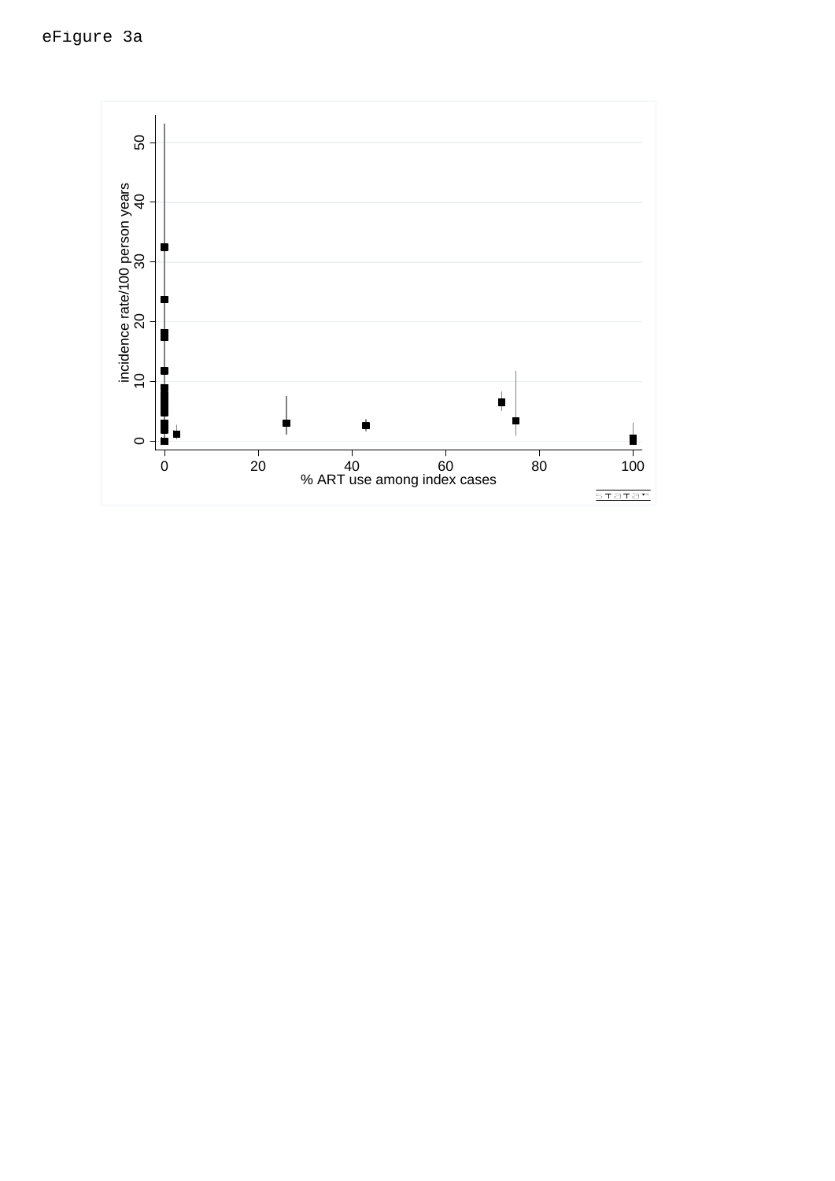eFigure 3a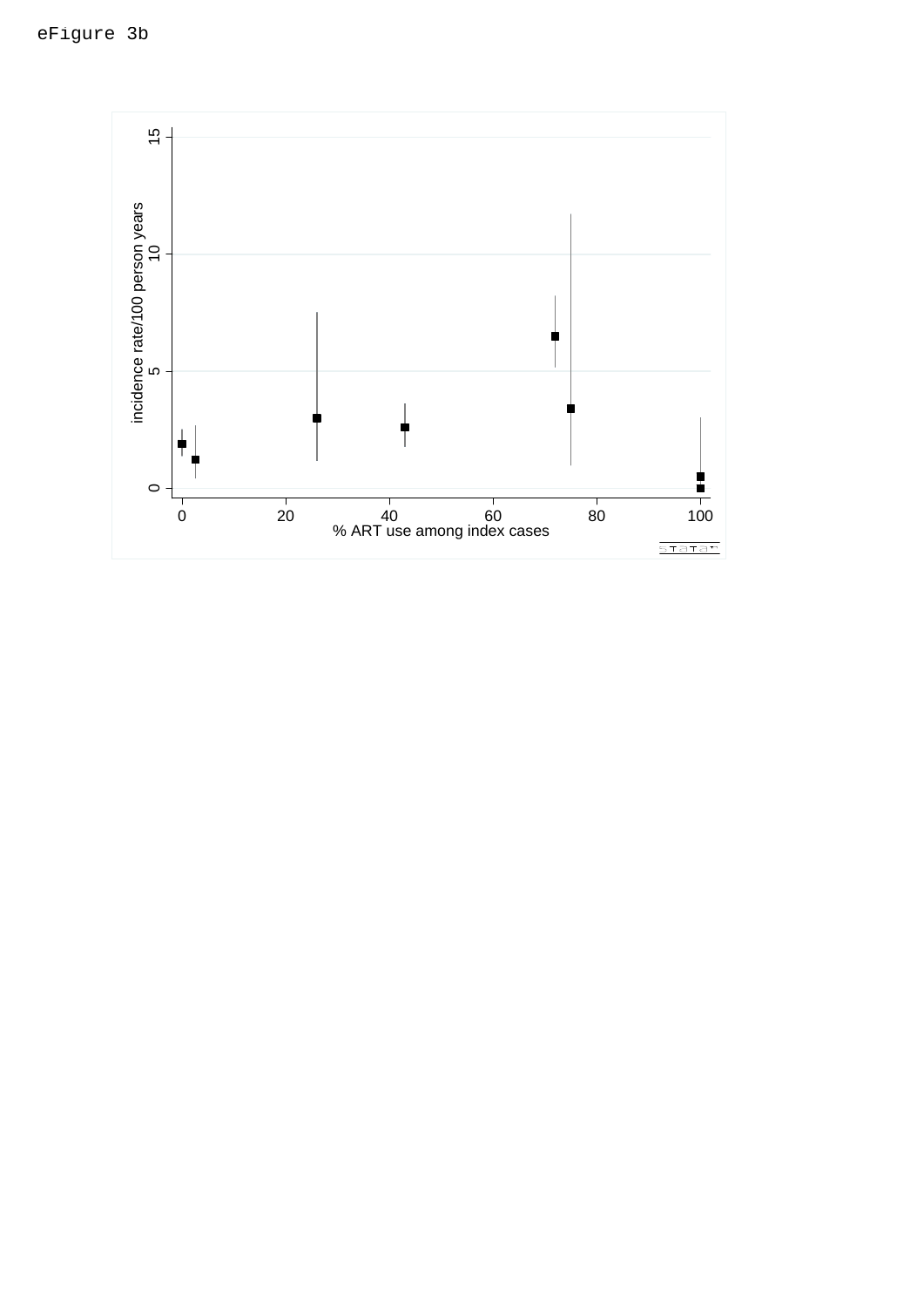eFigure 3b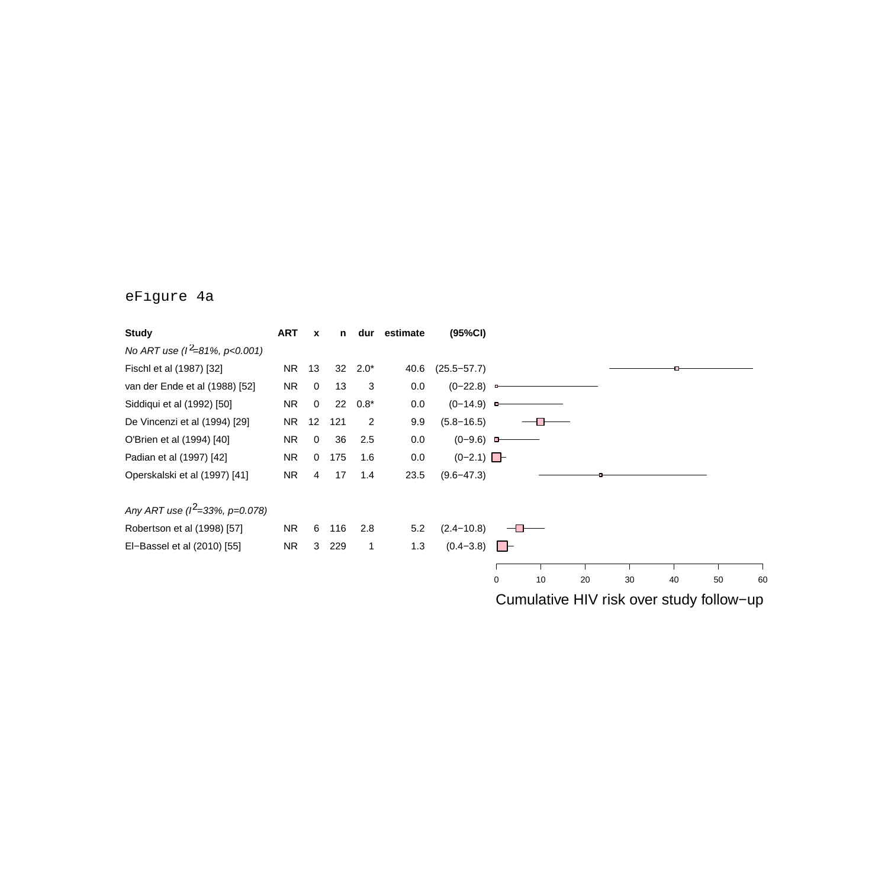eFigure 4a

| Study | ART | x | n | dur | estimate | (95%CI) |
| --- | --- | --- | --- | --- | --- | --- |
| *No ART use ($I^2$=81%, p<0.001)* | | | | | | |
| Fischl et al (1987) [32] | NR | 13 | 32 | 2.0* | 40.6 | (25.5−57.7) |
| van der Ende et al (1988) [52] | NR | 0 | 13 | 3 | 0.0 | (0−22.8) |
| Siddiqui et al (1992) [50] | NR | 0 | 22 | 0.8* | 0.0 | (0−14.9) |
| De Vincenzi et al (1994) [29] | NR | 12 | 121 | 2 | 9.9 | (5.8−16.5) |
| O'Brien et al (1994) [40] | NR | 0 | 36 | 2.5 | 0.0 | (0−9.6) |
| Padian et al (1997) [42] | NR | 0 | 175 | 1.6 | 0.0 | (0−2.1) |
| Operskalski et al (1997) [41] | NR | 4 | 17 | 1.4 | 23.5 | (9.6−47.3) |
| *Any ART use ($I^2$=33%, p=0.078)* | | | | | | |
| Robertson et al (1998) [57] | NR | 6 | 116 | 2.8 | 5.2 | (2.4−10.8) |
| El−Bassel et al (2010) [55] | NR | 3 | 229 | 1 | 1.3 | (0.4−3.8) |

Cumulative HIV risk over study follow−up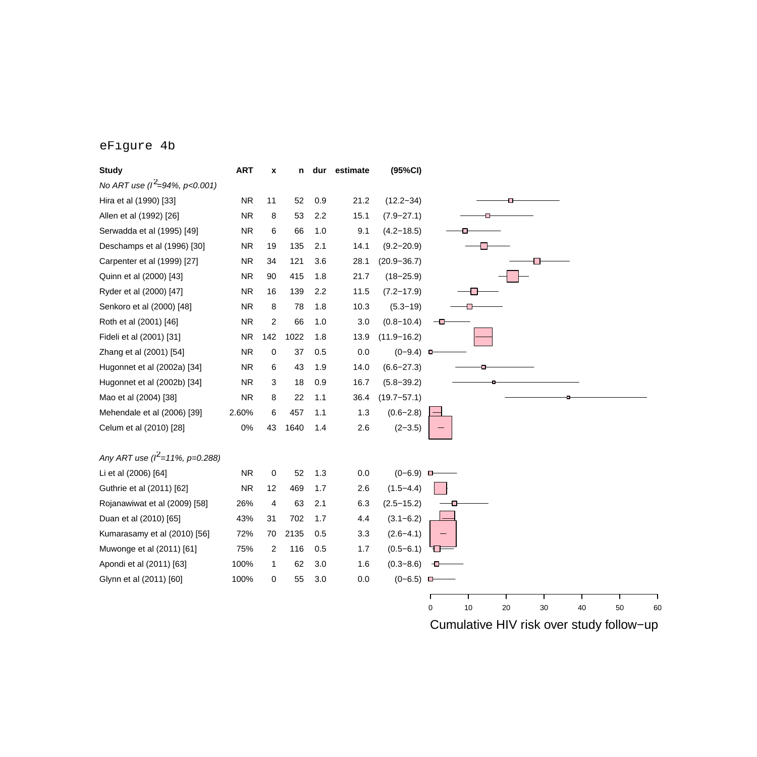eFigure 4b

| Study | ART | x | n | dur | estimate | (95%CI) |
|---|---|---|---|---|---|---|
| *No ART use ($I^2$=94%, p<0.001)* | | | | | | |
| Hira et al (1990) [33] | NR | 11 | 52 | 0.9 | 21.2 | (12.2−34) |
| Allen et al (1992) [26] | NR | 8 | 53 | 2.2 | 15.1 | (7.9−27.1) |
| Serwadda et al (1995) [49] | NR | 6 | 66 | 1.0 | 9.1 | (4.2−18.5) |
| Deschamps et al (1996) [30] | NR | 19 | 135 | 2.1 | 14.1 | (9.2−20.9) |
| Carpenter et al (1999) [27] | NR | 34 | 121 | 3.6 | 28.1 | (20.9−36.7) |
| Quinn et al (2000) [43] | NR | 90 | 415 | 1.8 | 21.7 | (18−25.9) |
| Ryder et al (2000) [47] | NR | 16 | 139 | 2.2 | 11.5 | (7.2−17.9) |
| Senkoro et al (2000) [48] | NR | 8 | 78 | 1.8 | 10.3 | (5.3−19) |
| Roth et al (2001) [46] | NR | 2 | 66 | 1.0 | 3.0 | (0.8−10.4) |
| Fideli et al (2001) [31] | NR | 142 | 1022 | 1.8 | 13.9 | (11.9−16.2) |
| Zhang et al (2001) [54] | NR | 0 | 37 | 0.5 | 0.0 | (0−9.4) |
| Hugonnet et al (2002a) [34] | NR | 6 | 43 | 1.9 | 14.0 | (6.6−27.3) |
| Hugonnet et al (2002b) [34] | NR | 3 | 18 | 0.9 | 16.7 | (5.8−39.2) |
| Mao et al (2004) [38] | NR | 8 | 22 | 1.1 | 36.4 | (19.7−57.1) |
| Mehendale et al (2006) [39] | 2.60% | 6 | 457 | 1.1 | 1.3 | (0.6−2.8) |
| Celum et al (2010) [28] | 0% | 43 | 1640 | 1.4 | 2.6 | (2−3.5) |
| *Any ART use ($I^2$=11%, p=0.288)* | | | | | | |
| Li et al (2006) [64] | NR | 0 | 52 | 1.3 | 0.0 | (0−6.9) |
| Guthrie et al (2011) [62] | NR | 12 | 469 | 1.7 | 2.6 | (1.5−4.4) |
| Rojanawiwat et al (2009) [58] | 26% | 4 | 63 | 2.1 | 6.3 | (2.5−15.2) |
| Duan et al (2010) [65] | 43% | 31 | 702 | 1.7 | 4.4 | (3.1−6.2) |
| Kumarasamy et al (2010) [56] | 72% | 70 | 2135 | 0.5 | 3.3 | (2.6−4.1) |
| Muwonge et al (2011) [61] | 75% | 2 | 116 | 0.5 | 1.7 | (0.5−6.1) |
| Apondi et al (2011) [63] | 100% | 1 | 62 | 3.0 | 1.6 | (0.3−8.6) |
| Glynn et al (2011) [60] | 100% | 0 | 55 | 3.0 | 0.0 | (0−6.5) |

Cumulative HIV risk over study follow−up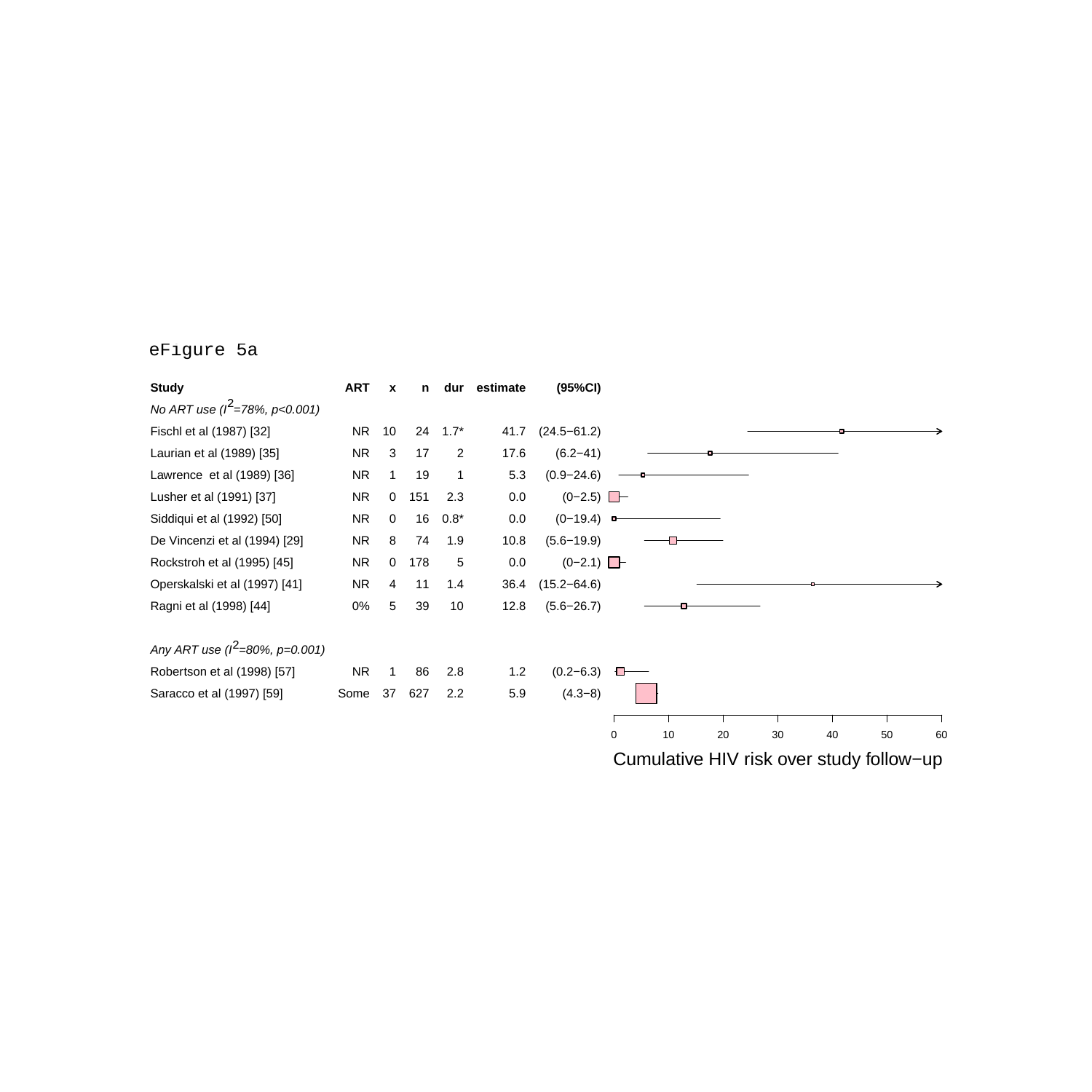eFigure 5a

| Study | ART | x | n | dur | estimate | (95%CI) |
|---|---|---|---|---|---|---|
| *No ART use ($I^2$=78%, p<0.001)* | | | | | | |
| Fischl et al (1987) [32] | NR | 10 | 24 | 1.7* | 41.7 | (24.5−61.2) |
| Laurian et al (1989) [35] | NR | 3 | 17 | 2 | 17.6 | (6.2−41) |
| Lawrence et al (1989) [36] | NR | 1 | 19 | 1 | 5.3 | (0.9−24.6) |
| Lusher et al (1991) [37] | NR | 0 | 151 | 2.3 | 0.0 | (0−2.5) |
| Siddiqui et al (1992) [50] | NR | 0 | 16 | 0.8* | 0.0 | (0−19.4) |
| De Vincenzi et al (1994) [29] | NR | 8 | 74 | 1.9 | 10.8 | (5.6−19.9) |
| Rockstroh et al (1995) [45] | NR | 0 | 178 | 5 | 0.0 | (0−2.1) |
| Operskalski et al (1997) [41] | NR | 4 | 11 | 1.4 | 36.4 | (15.2−64.6) |
| Ragni et al (1998) [44] | 0% | 5 | 39 | 10 | 12.8 | (5.6−26.7) |
| *Any ART use ($I^2$=80%, p=0.001)* | | | | | | |
| Robertson et al (1998) [57] | NR | 1 | 86 | 2.8 | 1.2 | (0.2−6.3) |
| Saracco et al (1997) [59] | Some | 37 | 627 | 2.2 | 5.9 | (4.3−8) |

Cumulative HIV risk over study follow−up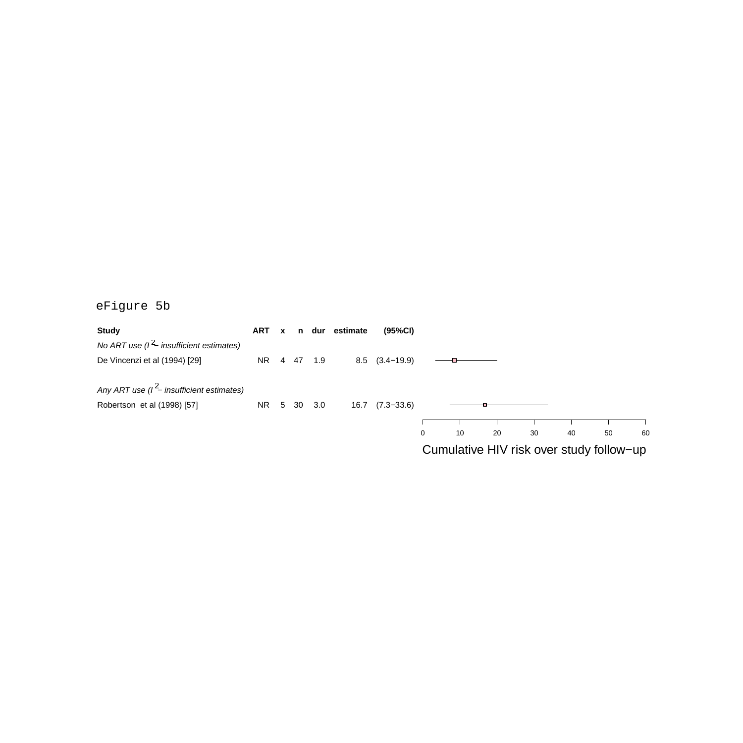eFigure 5b

| Study | ART | x | n | dur | estimate | (95%CI) |
|---|---|---|---|---|---|---|
| *No ART use ($I^2$ – insufficient estimates)* | | | | | | |
| De Vincenzi et al (1994) [29] | NR | 4 | 47 | 1.9 | 8.5 | (3.4−19.9) |
| *Any ART use ($I^2$ – insufficient estimates)* | | | | | | |
| Robertson et al (1998) [57] | NR | 5 | 30 | 3.0 | 16.7 | (7.3−33.6) |

Cumulative HIV risk over study follow−up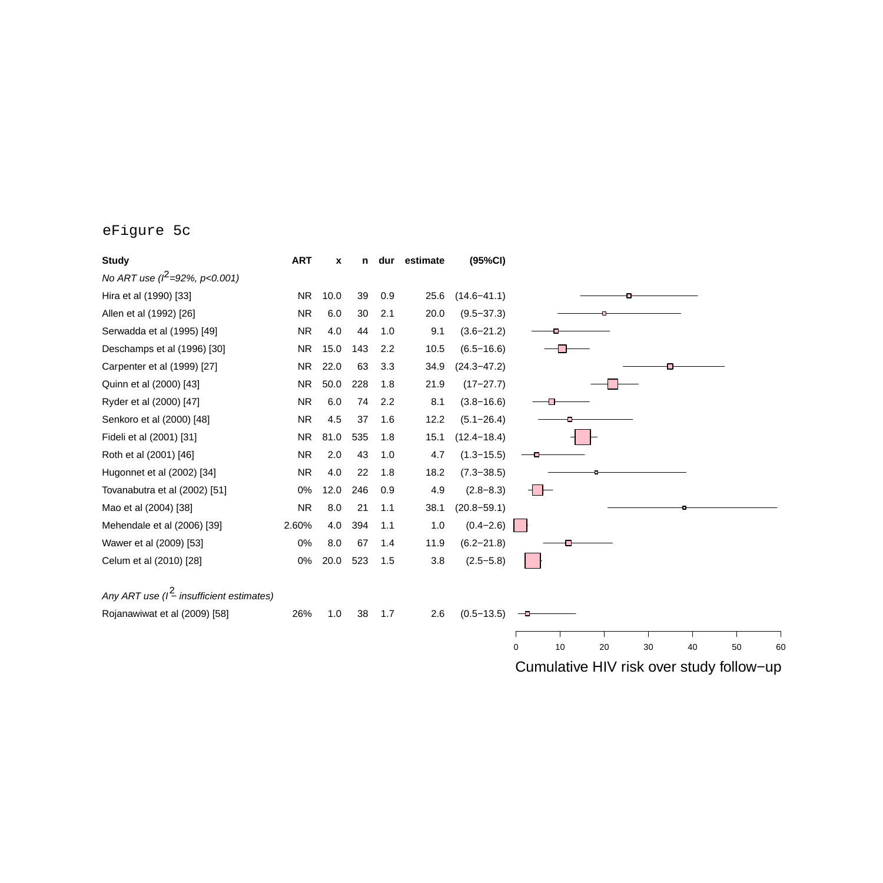eFigure 5c

| Study | ART | x | n | dur | estimate | (95%CI) |
|---|---|---|---|---|---|---|
| *No ART use ($I^2$=92%, p<0.001)* | | | | | | |
| Hira et al (1990) [33] | NR | 10.0 | 39 | 0.9 | 25.6 | (14.6−41.1) |
| Allen et al (1992) [26] | NR | 6.0 | 30 | 2.1 | 20.0 | (9.5−37.3) |
| Serwadda et al (1995) [49] | NR | 4.0 | 44 | 1.0 | 9.1 | (3.6−21.2) |
| Deschamps et al (1996) [30] | NR | 15.0 | 143 | 2.2 | 10.5 | (6.5−16.6) |
| Carpenter et al (1999) [27] | NR | 22.0 | 63 | 3.3 | 34.9 | (24.3−47.2) |
| Quinn et al (2000) [43] | NR | 50.0 | 228 | 1.8 | 21.9 | (17−27.7) |
| Ryder et al (2000) [47] | NR | 6.0 | 74 | 2.2 | 8.1 | (3.8−16.6) |
| Senkoro et al (2000) [48] | NR | 4.5 | 37 | 1.6 | 12.2 | (5.1−26.4) |
| Fideli et al (2001) [31] | NR | 81.0 | 535 | 1.8 | 15.1 | (12.4−18.4) |
| Roth et al (2001) [46] | NR | 2.0 | 43 | 1.0 | 4.7 | (1.3−15.5) |
| Hugonnet et al (2002) [34] | NR | 4.0 | 22 | 1.8 | 18.2 | (7.3−38.5) |
| Tovanabutra et al (2002) [51] | 0% | 12.0 | 246 | 0.9 | 4.9 | (2.8−8.3) |
| Mao et al (2004) [38] | NR | 8.0 | 21 | 1.1 | 38.1 | (20.8−59.1) |
| Mehendale et al (2006) [39] | 2.60% | 4.0 | 394 | 1.1 | 1.0 | (0.4−2.6) |
| Wawer et al (2009) [53] | 0% | 8.0 | 67 | 1.4 | 11.9 | (6.2−21.8) |
| Celum et al (2010) [28] | 0% | 20.0 | 523 | 1.5 | 3.8 | (2.5−5.8) |
| *Any ART use ($I^2$= insufficient estimates)* | | | | | | |
| Rojanawiwat et al (2009) [58] | 26% | 1.0 | 38 | 1.7 | 2.6 | (0.5−13.5) |

Cumulative HIV risk over study follow−up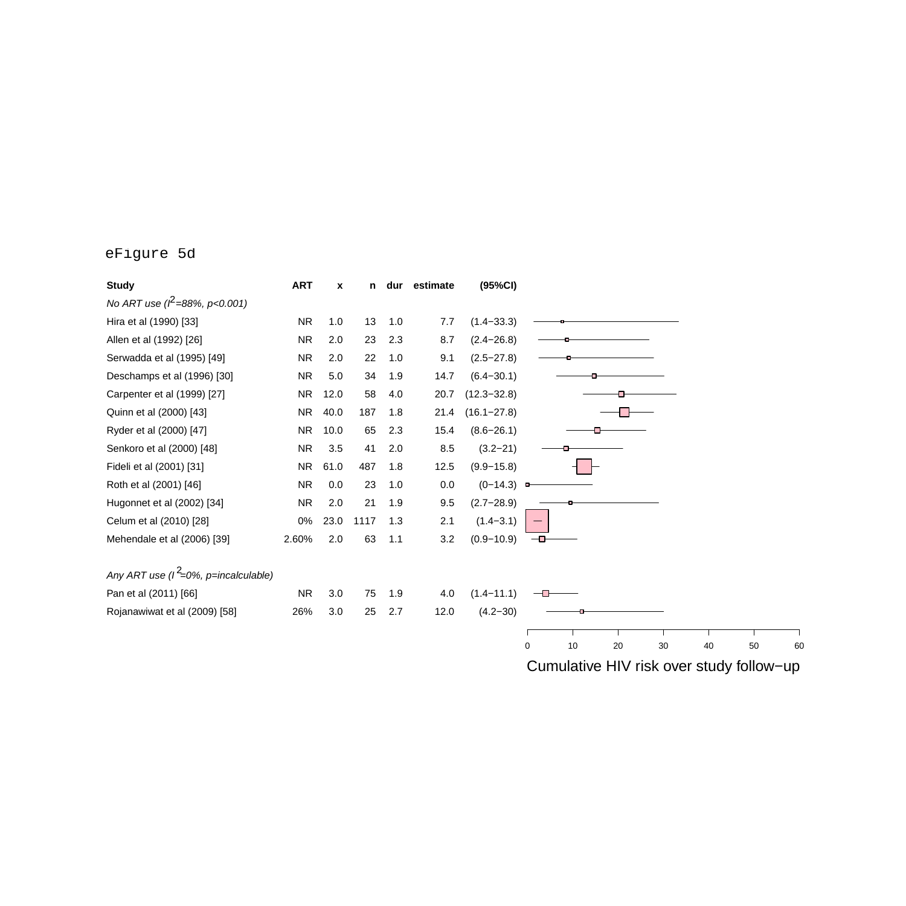eFigure 5d

Study ART x n dur estimate (95%CI)

*No ART use ($I^2$=88%, p<0.001)*

Hira et al (1990) [33] NR 1.0 13 1.0 7.7 (1.4−33.3)

Allen et al (1992) [26] NR 2.0 23 2.3 8.7 (2.4−26.8)

Serwadda et al (1995) [49] NR 2.0 22 1.0 9.1 (2.5−27.8)

Deschamps et al (1996) [30] NR 5.0 34 1.9 14.7 (6.4−30.1)

Carpenter et al (1999) [27] NR 12.0 58 4.0 20.7 (12.3−32.8)

Quinn et al (2000) [43] NR 40.0 187 1.8 21.4 (16.1−27.8)

Ryder et al (2000) [47] NR 10.0 65 2.3 15.4 (8.6−26.1)

Senkoro et al (2000) [48] NR 3.5 41 2.0 8.5 (3.2−21)

Fideli et al (2001) [31] NR 61.0 487 1.8 12.5 (9.9−15.8)

Roth et al (2001) [46] NR 0.0 23 1.0 0.0 (0−14.3)

Hugonnet et al (2002) [34] NR 2.0 21 1.9 9.5 (2.7−28.9)

Celum et al (2010) [28] 0% 23.0 1117 1.3 2.1 (1.4−3.1)

Mehendale et al (2006) [39] 2.60% 2.0 63 1.1 3.2 (0.9−10.9)

*Any ART use ($I^2$=0%, p=incalculable)*

Pan et al (2011) [66] NR 3.0 75 1.9 4.0 (1.4−11.1)

Rojanawiwat et al (2009) [58] 26% 3.0 25 2.7 12.0 (4.2−30)

0 10 20 30 40 50 60

Cumulative HIV risk over study follow−up